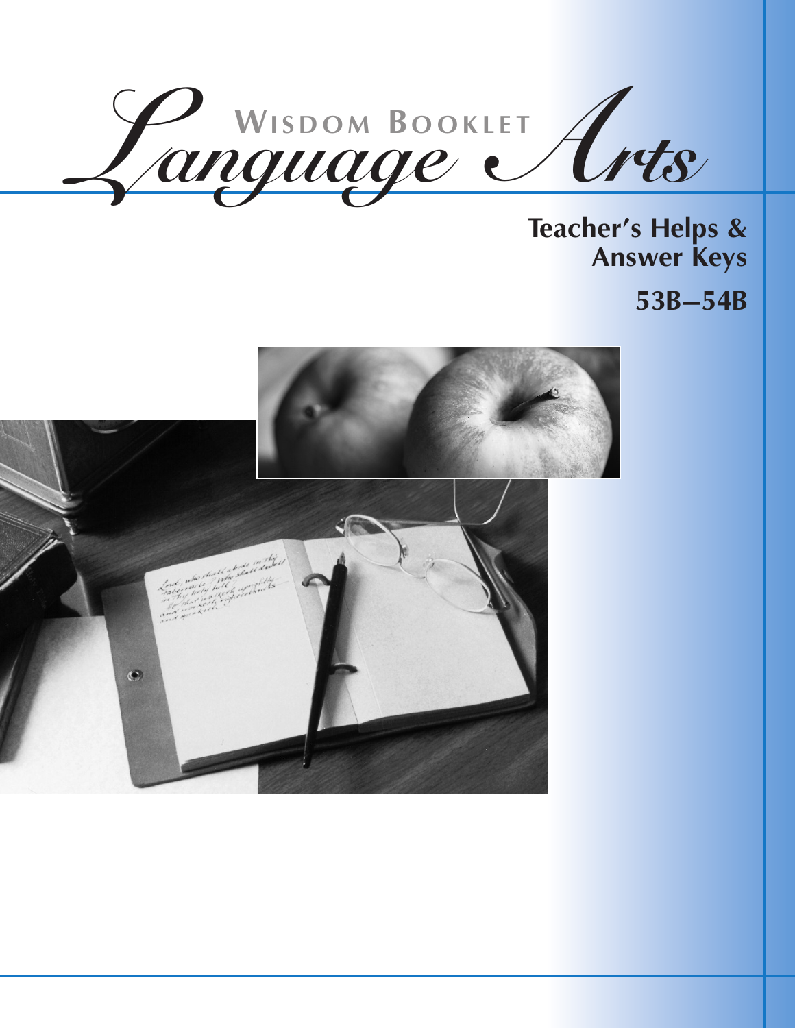# Wisdom Booklet Language Arts

## Teacher's Helps & Answer Keys

## 53B–54B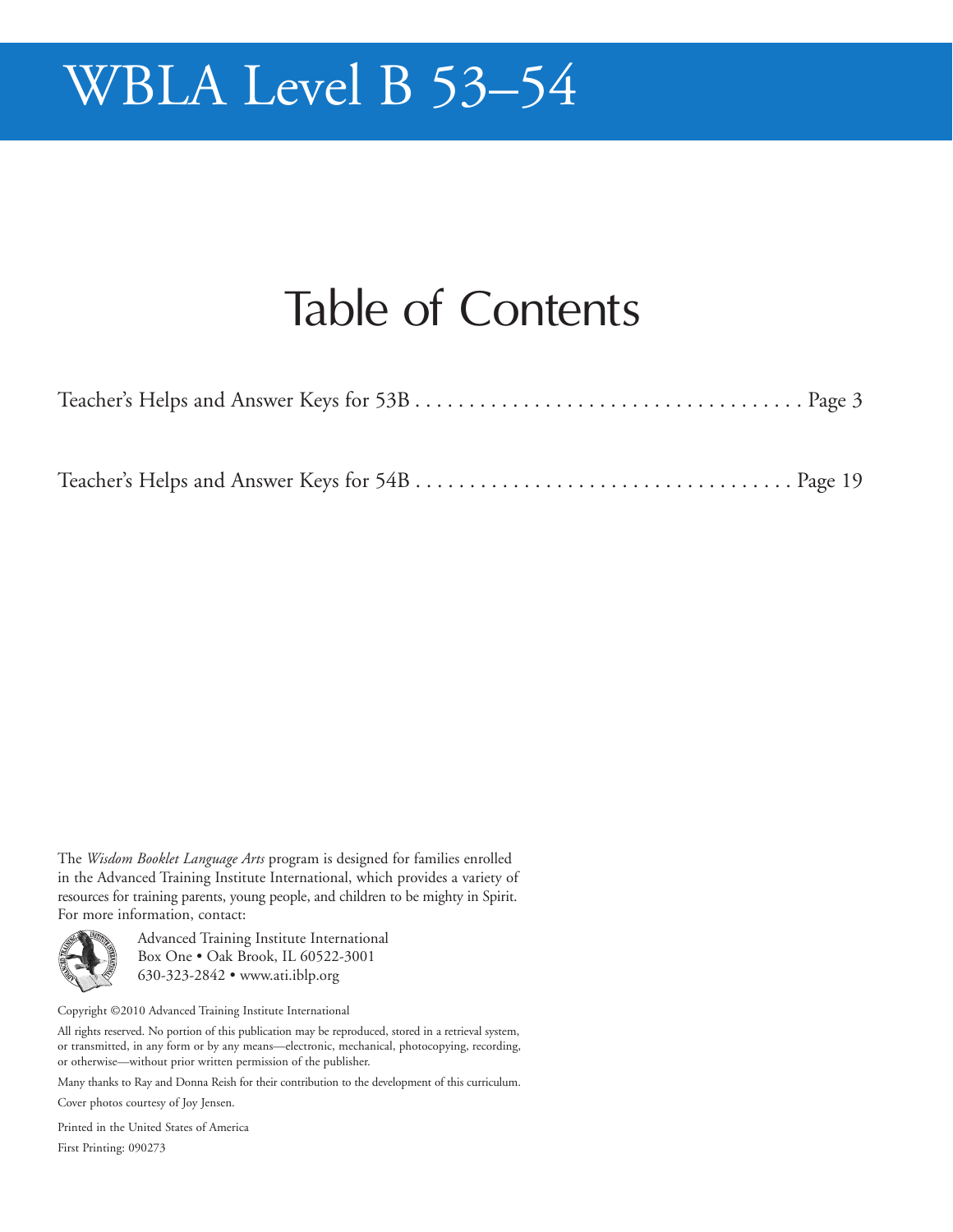# WBLA Level B 53–54

## Table of Contents

Teacher's Helps and Answer Keys for 53B . . . . . . . . . . . . . . . . . . . . . . . . . . . . . . . . . . . . Page 3

Teacher's Helps and Answer Keys for 54B . . . . . . . . . . . . . . . . . . . . . . . . . . . . . . . . . . . Page 19

The *Wisdom Booklet Language Arts* program is designed for families enrolled in the Advanced Training Institute International, which provides a variety of resources for training parents, young people, and children to be mighty in Spirit. For more information, contact:

Advanced Training Institute International
Box One • Oak Brook, IL 60522-3001
630-323-2842 • www.ati.iblp.org

Copyright ©2010 Advanced Training Institute International

All rights reserved. No portion of this publication may be reproduced, stored in a retrieval system, or transmitted, in any form or by any means—electronic, mechanical, photocopying, recording, or otherwise—without prior written permission of the publisher.

Many thanks to Ray and Donna Reish for their contribution to the development of this curriculum.

Cover photos courtesy of Joy Jensen.

Printed in the United States of America

First Printing: 090273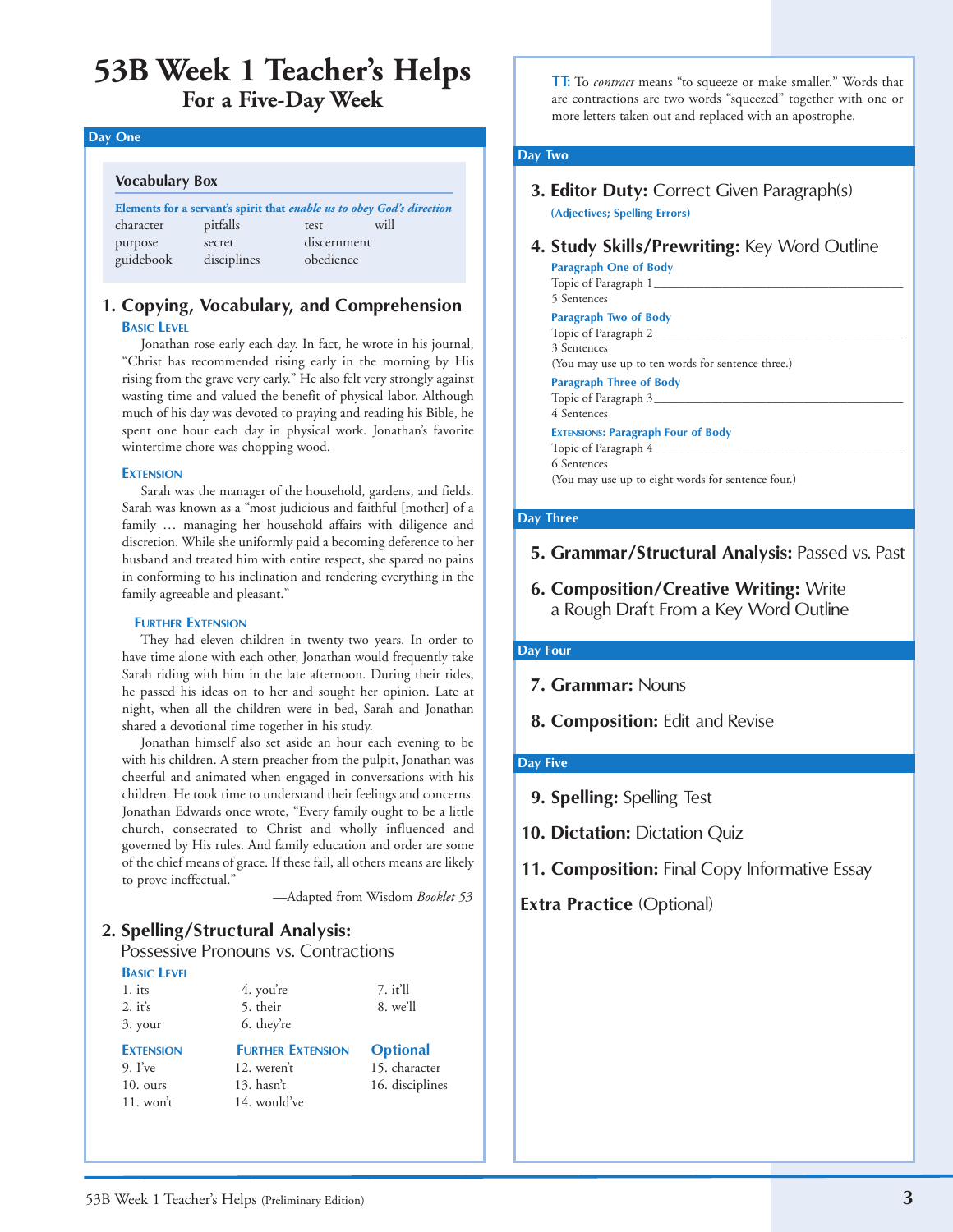# 53B Week 1 Teacher's Helps

## For a Five-Day Week

### Day One

**Vocabulary Box**

**Elements for a servant's spirit that *enable us to obey God's direction***

| | | | |
|---|---|---|---|
| character | pitfalls | test | will |
| purpose | secret | discernment | |
| guidebook | disciplines | obedience | |

#### 1. Copying, Vocabulary, and Comprehension

**Basic Level**

Jonathan rose early each day. In fact, he wrote in his journal, "Christ has recommended rising early in the morning by His rising from the grave very early." He also felt very strongly against wasting time and valued the benefit of physical labor. Although much of his day was devoted to praying and reading his Bible, he spent one hour each day in physical work. Jonathan's favorite wintertime chore was chopping wood.

**Extension**

Sarah was the manager of the household, gardens, and fields. Sarah was known as a "most judicious and faithful [mother] of a family … managing her household affairs with diligence and discretion. While she uniformly paid a becoming deference to her husband and treated him with entire respect, she spared no pains in conforming to his inclination and rendering everything in the family agreeable and pleasant."

**Further Extension**

They had eleven children in twenty-two years. In order to have time alone with each other, Jonathan would frequently take Sarah riding with him in the late afternoon. During their rides, he passed his ideas on to her and sought her opinion. Late at night, when all the children were in bed, Sarah and Jonathan shared a devotional time together in his study.

Jonathan himself also set aside an hour each evening to be with his children. A stern preacher from the pulpit, Jonathan was cheerful and animated when engaged in conversations with his children. He took time to understand their feelings and concerns. Jonathan Edwards once wrote, "Every family ought to be a little church, consecrated to Christ and wholly influenced and governed by His rules. And family education and order are some of the chief means of grace. If these fail, all others means are likely to prove ineffectual."

—Adapted from Wisdom *Booklet 53*

#### 2. Spelling/Structural Analysis: Possessive Pronouns vs. Contractions

**Basic Level**

1. its
2. it's
3. your
4. you're
5. their
6. they're
7. it'll
8. we'll

**Extension**

9. I've
10. ours
11. won't

**Further Extension**

12. weren't
13. hasn't
14. would've

**Optional**

15. character
16. disciplines

**TT:** To *contract* means "to squeeze or make smaller." Words that are contractions are two words "squeezed" together with one or more letters taken out and replaced with an apostrophe.

### Day Two

#### 3. Editor Duty: Correct Given Paragraph(s)

**(Adjectives; Spelling Errors)**

#### 4. Study Skills/Prewriting: Key Word Outline

**Paragraph One of Body**

Topic of Paragraph 1 ______________________________

5 Sentences

**Paragraph Two of Body**

Topic of Paragraph 2 ______________________________

3 Sentences

(You may use up to ten words for sentence three.)

**Paragraph Three of Body**

Topic of Paragraph 3 ______________________________

4 Sentences

**Extensions: Paragraph Four of Body**

Topic of Paragraph 4 ______________________________

6 Sentences

(You may use up to eight words for sentence four.)

### Day Three

#### 5. Grammar/Structural Analysis: Passed vs. Past

#### 6. Composition/Creative Writing: Write a Rough Draft From a Key Word Outline

### Day Four

#### 7. Grammar: Nouns

#### 8. Composition: Edit and Revise

### Day Five

#### 9. Spelling: Spelling Test

#### 10. Dictation: Dictation Quiz

#### 11. Composition: Final Copy Informative Essay

**Extra Practice** (Optional)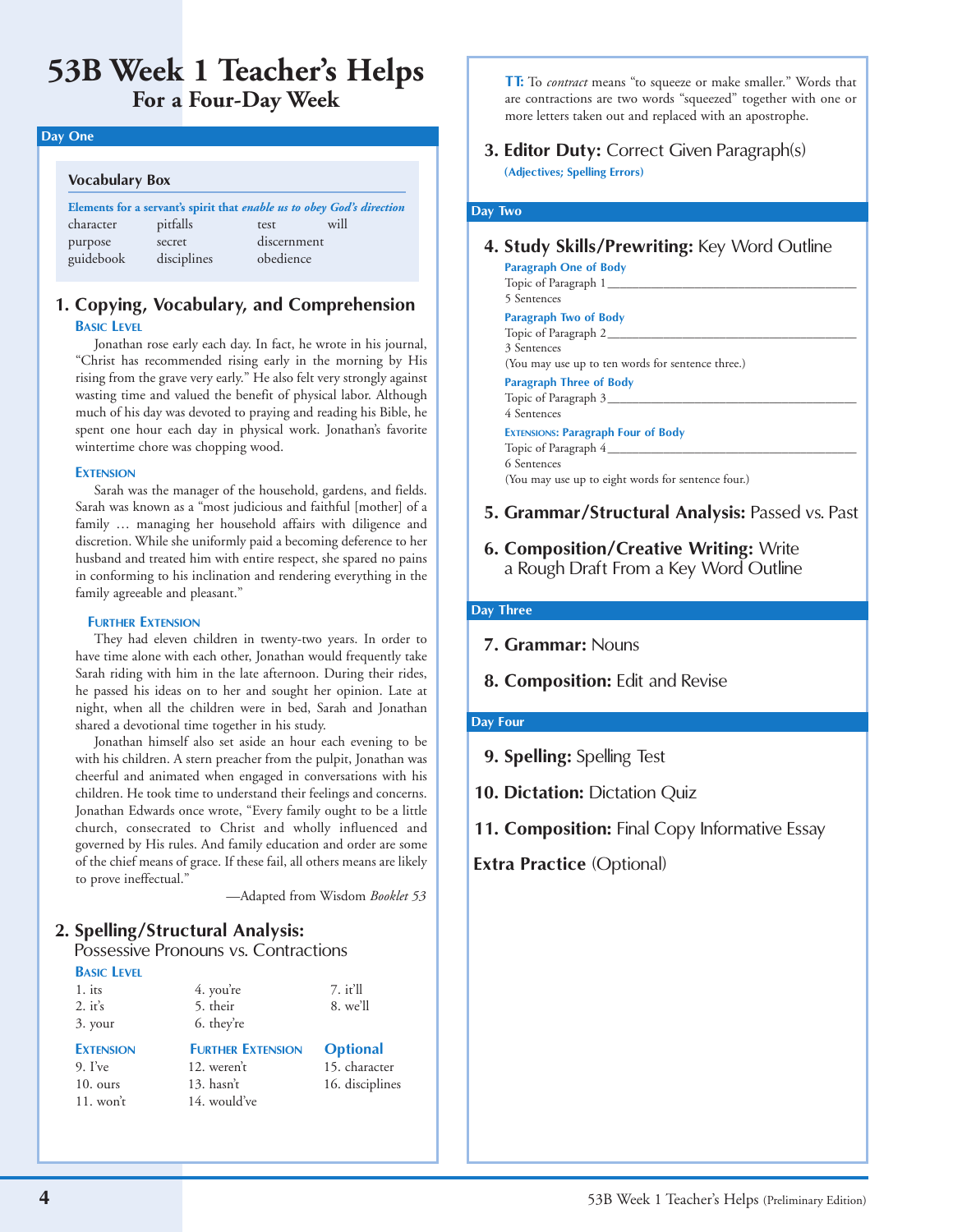# 53B Week 1 Teacher's Helps
## For a Four-Day Week

### Day One

**Vocabulary Box**

**Elements for a servant's spirit that *enable us to obey God's direction***

| | | | |
|---|---|---|---|
| character | pitfalls | test | will |
| purpose | secret | discernment | |
| guidebook | disciplines | obedience | |

### 1. Copying, Vocabulary, and Comprehension

**Basic Level**

Jonathan rose early each day. In fact, he wrote in his journal, "Christ has recommended rising early in the morning by His rising from the grave very early." He also felt very strongly against wasting time and valued the benefit of physical labor. Although much of his day was devoted to praying and reading his Bible, he spent one hour each day in physical work. Jonathan's favorite wintertime chore was chopping wood.

**Extension**

Sarah was the manager of the household, gardens, and fields. Sarah was known as a "most judicious and faithful [mother] of a family … managing her household affairs with diligence and discretion. While she uniformly paid a becoming deference to her husband and treated him with entire respect, she spared no pains in conforming to his inclination and rendering everything in the family agreeable and pleasant."

**Further Extension**

They had eleven children in twenty-two years. In order to have time alone with each other, Jonathan would frequently take Sarah riding with him in the late afternoon. During their rides, he passed his ideas on to her and sought her opinion. Late at night, when all the children were in bed, Sarah and Jonathan shared a devotional time together in his study.

Jonathan himself also set aside an hour each evening to be with his children. A stern preacher from the pulpit, Jonathan was cheerful and animated when engaged in conversations with his children. He took time to understand their feelings and concerns. Jonathan Edwards once wrote, "Every family ought to be a little church, consecrated to Christ and wholly influenced and governed by His rules. And family education and order are some of the chief means of grace. If these fail, all others means are likely to prove ineffectual."

—Adapted from Wisdom *Booklet 53*

### 2. Spelling/Structural Analysis: Possessive Pronouns vs. Contractions

**Basic Level**

1. its
2. it's
3. your
4. you're
5. their
6. they're
7. it'll
8. we'll

**Extension**

9. I've
10. ours
11. won't

**Further Extension**

12. weren't
13. hasn't
14. would've

**Optional**

15. character
16. disciplines

**TT:** To *contract* means "to squeeze or make smaller." Words that are contractions are two words "squeezed" together with one or more letters taken out and replaced with an apostrophe.

### 3. Editor Duty: Correct Given Paragraph(s)

**(Adjectives; Spelling Errors)**

### Day Two

### 4. Study Skills/Prewriting: Key Word Outline

**Paragraph One of Body**

Topic of Paragraph 1 ________________________________

5 Sentences

**Paragraph Two of Body**

Topic of Paragraph 2 ________________________________

3 Sentences

(You may use up to ten words for sentence three.)

**Paragraph Three of Body**

Topic of Paragraph 3 ________________________________

4 Sentences

**Extensions: Paragraph Four of Body**

Topic of Paragraph 4 ________________________________

6 Sentences

(You may use up to eight words for sentence four.)

### 5. Grammar/Structural Analysis: Passed vs. Past

### 6. Composition/Creative Writing: Write a Rough Draft From a Key Word Outline

### Day Three

### 7. Grammar: Nouns

### 8. Composition: Edit and Revise

### Day Four

### 9. Spelling: Spelling Test

### 10. Dictation: Dictation Quiz

### 11. Composition: Final Copy Informative Essay

### Extra Practice (Optional)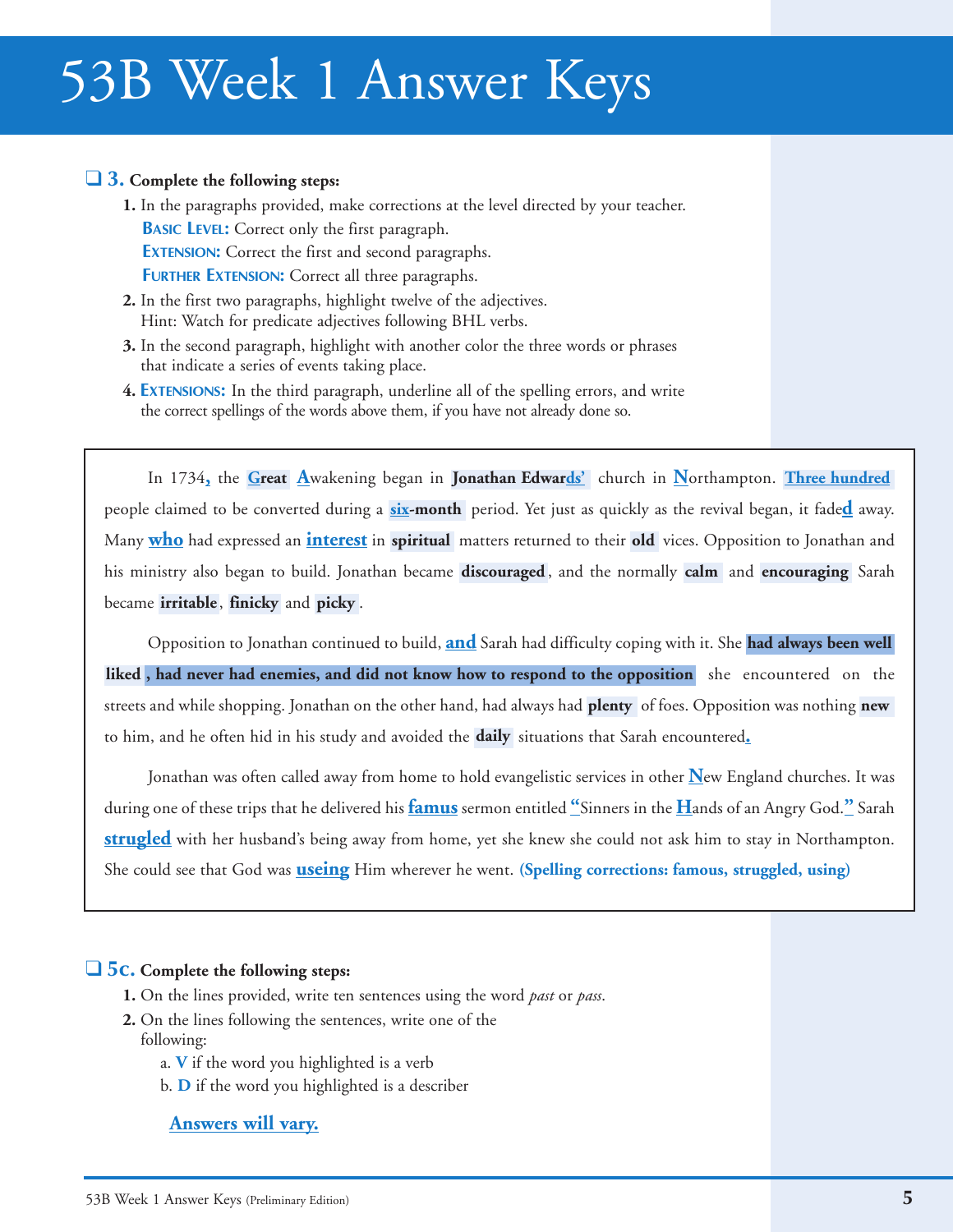# 53B Week 1 Answer Keys

❑ **3. Complete the following steps:**

1. In the paragraphs provided, make corrections at the level directed by your teacher.
   **BASIC LEVEL:** Correct only the first paragraph.
   **EXTENSION:** Correct the first and second paragraphs.
   **FURTHER EXTENSION:** Correct all three paragraphs.
2. In the first two paragraphs, highlight twelve of the adjectives.
   Hint: Watch for predicate adjectives following BHL verbs.
3. In the second paragraph, highlight with another color the three words or phrases that indicate a series of events taking place.
4. **EXTENSIONS:** In the third paragraph, underline all of the spelling errors, and write the correct spellings of the words above them, if you have not already done so.

In 1734**,** the **Great** **A**wakening began in **Jonathan Edwards'** church in **N**orthampton. **Three hundred** people claimed to be converted during a **six-month** period. Yet just as quickly as the revival began, it fade**d** away. Many **who** had expressed an **interest** in **spiritual** matters returned to their **old** vices. Opposition to Jonathan and his ministry also began to build. Jonathan became **discouraged**, and the normally **calm** and **encouraging** Sarah became **irritable**, **finicky** and **picky**.

Opposition to Jonathan continued to build, **and** Sarah had difficulty coping with it. She **had always been well liked, had never had enemies, and did not know how to respond to the opposition** she encountered on the streets and while shopping. Jonathan on the other hand, had always had **plenty** of foes. Opposition was nothing **new** to him, and he often hid in his study and avoided the **daily** situations that Sarah encountered**.**

Jonathan was often called away from home to hold evangelistic services in other **N**ew England churches. It was during one of these trips that he delivered his **famus** sermon entitled **"**Sinners in the **H**ands of an Angry God.**"** Sarah **strugled** with her husband's being away from home, yet she knew she could not ask him to stay in Northampton. She could see that God was **useing** Him wherever he went. **(Spelling corrections: famous, struggled, using)**

❑ **5c. Complete the following steps:**

1. On the lines provided, write ten sentences using the word *past* or *pass*.
2. On the lines following the sentences, write one of the following:
   a. **V** if the word you highlighted is a verb
   b. **D** if the word you highlighted is a describer

**Answers will vary.**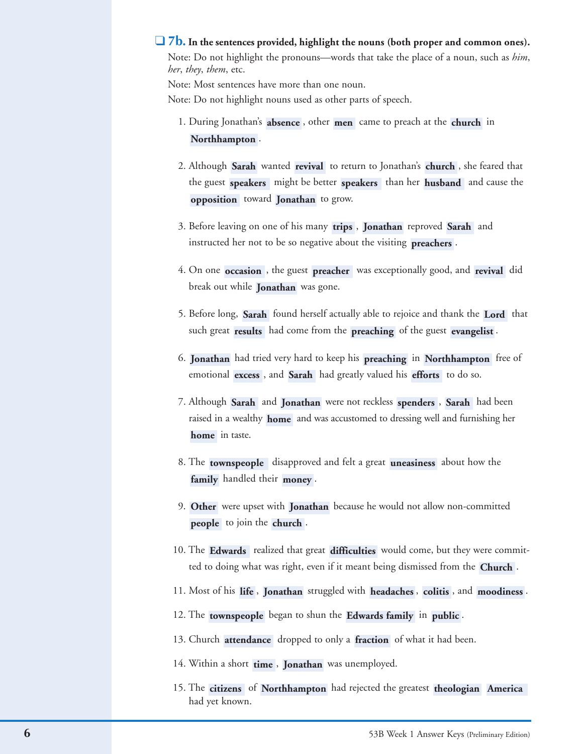## ❑ 7b. **In the sentences provided, highlight the nouns (both proper and common ones).**

Note: Do not highlight the pronouns—words that take the place of a noun, such as *him*, *her*, *they*, *them*, etc.

Note: Most sentences have more than one noun.

Note: Do not highlight nouns used as other parts of speech.

1. During Jonathan's **absence**, other **men** came to preach at the **church** in **Northhampton**.
2. Although **Sarah** wanted **revival** to return to Jonathan's **church**, she feared that the guest **speakers** might be better **speakers** than her **husband** and cause the **opposition** toward **Jonathan** to grow.
3. Before leaving on one of his many **trips**, **Jonathan** reproved **Sarah** and instructed her not to be so negative about the visiting **preachers**.
4. On one **occasion**, the guest **preacher** was exceptionally good, and **revival** did break out while **Jonathan** was gone.
5. Before long, **Sarah** found herself actually able to rejoice and thank the **Lord** that such great **results** had come from the **preaching** of the guest **evangelist**.
6. **Jonathan** had tried very hard to keep his **preaching** in **Northhampton** free of emotional **excess**, and **Sarah** had greatly valued his **efforts** to do so.
7. Although **Sarah** and **Jonathan** were not reckless **spenders**, **Sarah** had been raised in a wealthy **home** and was accustomed to dressing well and furnishing her **home** in taste.
8. The **townspeople** disapproved and felt a great **uneasiness** about how the **family** handled their **money**.
9. **Other** were upset with **Jonathan** because he would not allow non-committed **people** to join the **church**.
10. The **Edwards** realized that great **difficulties** would come, but they were committed to doing what was right, even if it meant being dismissed from the **Church**.
11. Most of his **life**, **Jonathan** struggled with **headaches**, **colitis**, and **moodiness**.
12. The **townspeople** began to shun the **Edwards family** in **public**.
13. Church **attendance** dropped to only a **fraction** of what it had been.
14. Within a short **time**, **Jonathan** was unemployed.
15. The **citizens** of **Northhampton** had rejected the greatest **theologian** **America** had yet known.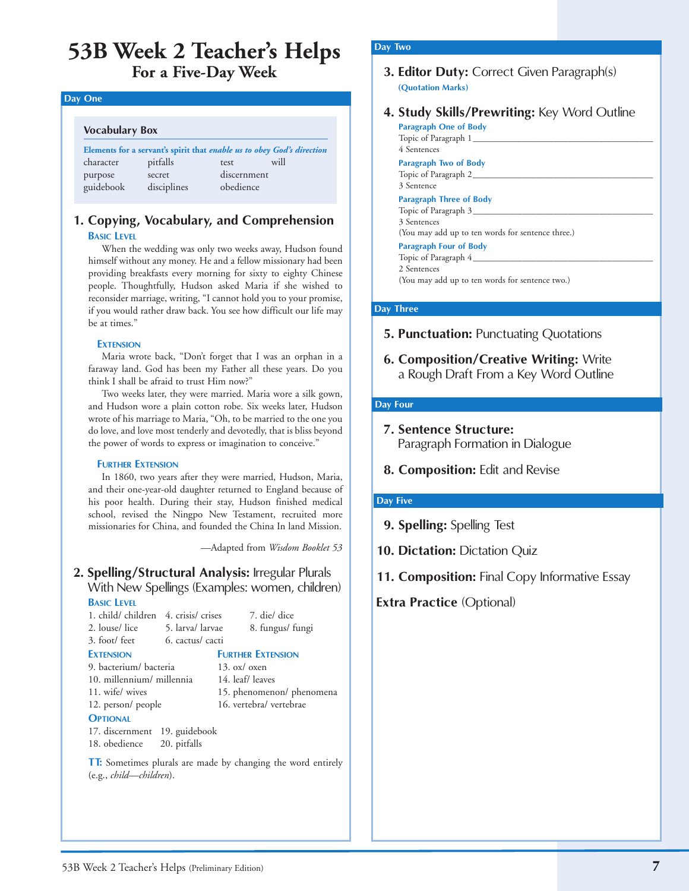# 53B Week 2 Teacher's Helps

## For a Five-Day Week

### Day One

**Vocabulary Box**

**Elements for a servant's spirit that *enable us to obey God's direction***

| | | | |
|---|---|---|---|
| character | pitfalls | test | will |
| purpose | secret | discernment | |
| guidebook | disciplines | obedience | |

#### 1. Copying, Vocabulary, and Comprehension

**Basic Level**

When the wedding was only two weeks away, Hudson found himself without any money. He and a fellow missionary had been providing breakfasts every morning for sixty to eighty Chinese people. Thoughtfully, Hudson asked Maria if she wished to reconsider marriage, writing, "I cannot hold you to your promise, if you would rather draw back. You see how difficult our life may be at times."

**Extension**

Maria wrote back, "Don't forget that I was an orphan in a faraway land. God has been my Father all these years. Do you think I shall be afraid to trust Him now?"

Two weeks later, they were married. Maria wore a silk gown, and Hudson wore a plain cotton robe. Six weeks later, Hudson wrote of his marriage to Maria, "Oh, to be married to the one you do love, and love most tenderly and devotedly, that is bliss beyond the power of words to express or imagination to conceive."

**Further Extension**

In 1860, two years after they were married, Hudson, Maria, and their one-year-old daughter returned to England because of his poor health. During their stay, Hudson finished medical school, revised the Ningpo New Testament, recruited more missionaries for China, and founded the China In land Mission.

—Adapted from *Wisdom Booklet 53*

#### 2. Spelling/Structural Analysis: Irregular Plurals With New Spellings (Examples: women, children)

**Basic Level**

1. child/ children
2. louse/ lice
3. foot/ feet
4. crisis/ crises
5. larva/ larvae
6. cactus/ cacti
7. die/ dice
8. fungus/ fungi

**Extension**

9. bacterium/ bacteria
10. millennium/ millennia
11. wife/ wives
12. person/ people

**Further Extension**

13. ox/ oxen
14. leaf/ leaves
15. phenomenon/ phenomena
16. vertebra/ vertebrae

**Optional**

17. discernment
18. obedience
19. guidebook
20. pitfalls

**TT:** Sometimes plurals are made by changing the word entirely (e.g., *child—children*).

### Day Two

#### 3. Editor Duty: Correct Given Paragraph(s)

**(Quotation Marks)**

#### 4. Study Skills/Prewriting: Key Word Outline

**Paragraph One of Body**

Topic of Paragraph 1 ____________________

4 Sentences

**Paragraph Two of Body**

Topic of Paragraph 2 ____________________

3 Sentence

**Paragraph Three of Body**

Topic of Paragraph 3 ____________________

3 Sentences

(You may add up to ten words for sentence three.)

**Paragraph Four of Body**

Topic of Paragraph 4 ____________________

2 Sentences

(You may add up to ten words for sentence two.)

### Day Three

#### 5. Punctuation: Punctuating Quotations

#### 6. Composition/Creative Writing: Write a Rough Draft From a Key Word Outline

### Day Four

#### 7. Sentence Structure: Paragraph Formation in Dialogue

#### 8. Composition: Edit and Revise

### Day Five

#### 9. Spelling: Spelling Test

#### 10. Dictation: Dictation Quiz

#### 11. Composition: Final Copy Informative Essay

#### Extra Practice (Optional)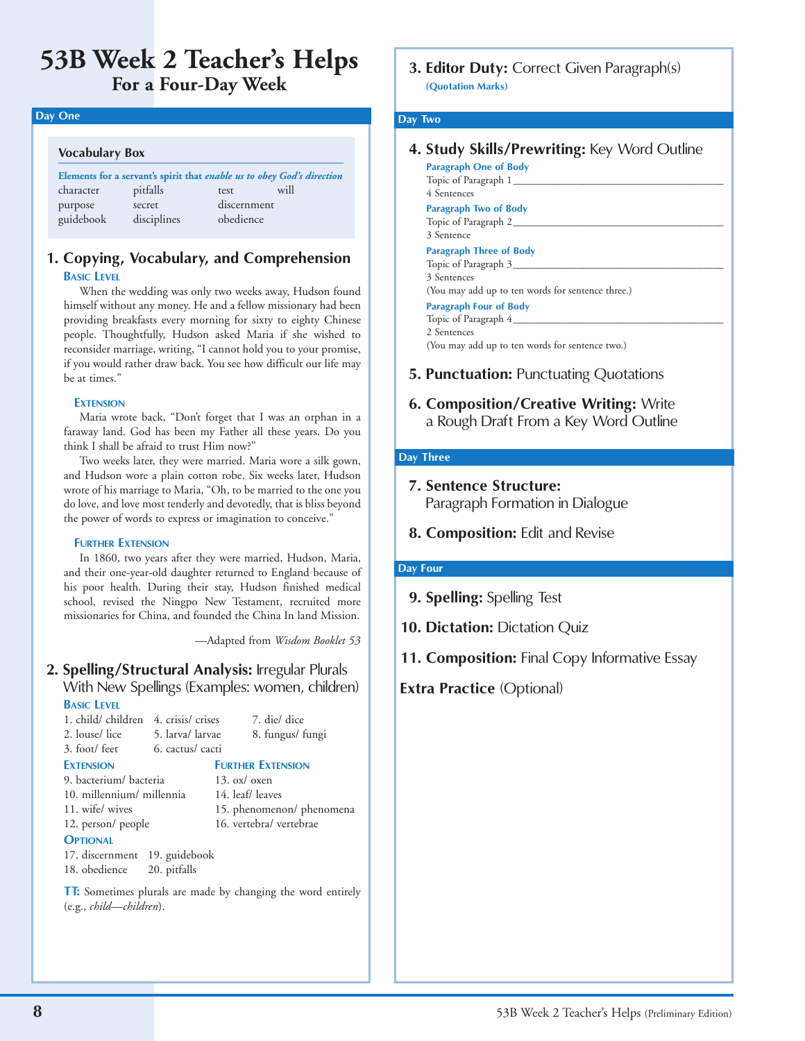# 53B Week 2 Teacher's Helps

## For a Four-Day Week

### Day One

**Vocabulary Box**

**Elements for a servant's spirit that *enable us to obey God's direction***

| | | | |
|---|---|---|---|
| character | pitfalls | test | will |
| purpose | secret | discernment | |
| guidebook | disciplines | obedience | |

#### 1. Copying, Vocabulary, and Comprehension

**Basic Level**

When the wedding was only two weeks away, Hudson found himself without any money. He and a fellow missionary had been providing breakfasts every morning for sixty to eighty Chinese people. Thoughtfully, Hudson asked Maria if she wished to reconsider marriage, writing, "I cannot hold you to your promise, if you would rather draw back. You see how difficult our life may be at times."

**Extension**

Maria wrote back, "Don't forget that I was an orphan in a faraway land. God has been my Father all these years. Do you think I shall be afraid to trust Him now?"

Two weeks later, they were married. Maria wore a silk gown, and Hudson wore a plain cotton robe. Six weeks later, Hudson wrote of his marriage to Maria, "Oh, to be married to the one you do love, and love most tenderly and devotedly, that is bliss beyond the power of words to express or imagination to conceive."

**Further Extension**

In 1860, two years after they were married, Hudson, Maria, and their one-year-old daughter returned to England because of his poor health. During their stay, Hudson finished medical school, revised the Ningpo New Testament, recruited more missionaries for China, and founded the China In land Mission.

—Adapted from *Wisdom Booklet 53*

#### 2. Spelling/Structural Analysis: Irregular Plurals With New Spellings (Examples: women, children)

**Basic Level**

1. child/ children
2. louse/ lice
3. foot/ feet
4. crisis/ crises
5. larva/ larvae
6. cactus/ cacti
7. die/ dice
8. fungus/ fungi

**Extension**

9. bacterium/ bacteria
10. millennium/ millennia
11. wife/ wives
12. person/ people

**Further Extension**

13. ox/ oxen
14. leaf/ leaves
15. phenomenon/ phenomena
16. vertebra/ vertebrae

**Optional**

17. discernment
18. obedience
19. guidebook
20. pitfalls

**TT:** Sometimes plurals are made by changing the word entirely (e.g., *child—children*).

#### 3. Editor Duty: Correct Given Paragraph(s)

**(Quotation Marks)**

### Day Two

#### 4. Study Skills/Prewriting: Key Word Outline

**Paragraph One of Body**
Topic of Paragraph 1 ____________________
4 Sentences

**Paragraph Two of Body**
Topic of Paragraph 2 ____________________
3 Sentence

**Paragraph Three of Body**
Topic of Paragraph 3 ____________________
3 Sentences
(You may add up to ten words for sentence three.)

**Paragraph Four of Body**
Topic of Paragraph 4 ____________________
2 Sentences
(You may add up to ten words for sentence two.)

#### 5. Punctuation: Punctuating Quotations

#### 6. Composition/Creative Writing: Write a Rough Draft From a Key Word Outline

### Day Three

#### 7. Sentence Structure: Paragraph Formation in Dialogue

#### 8. Composition: Edit and Revise

### Day Four

#### 9. Spelling: Spelling Test

#### 10. Dictation: Dictation Quiz

#### 11. Composition: Final Copy Informative Essay

#### Extra Practice (Optional)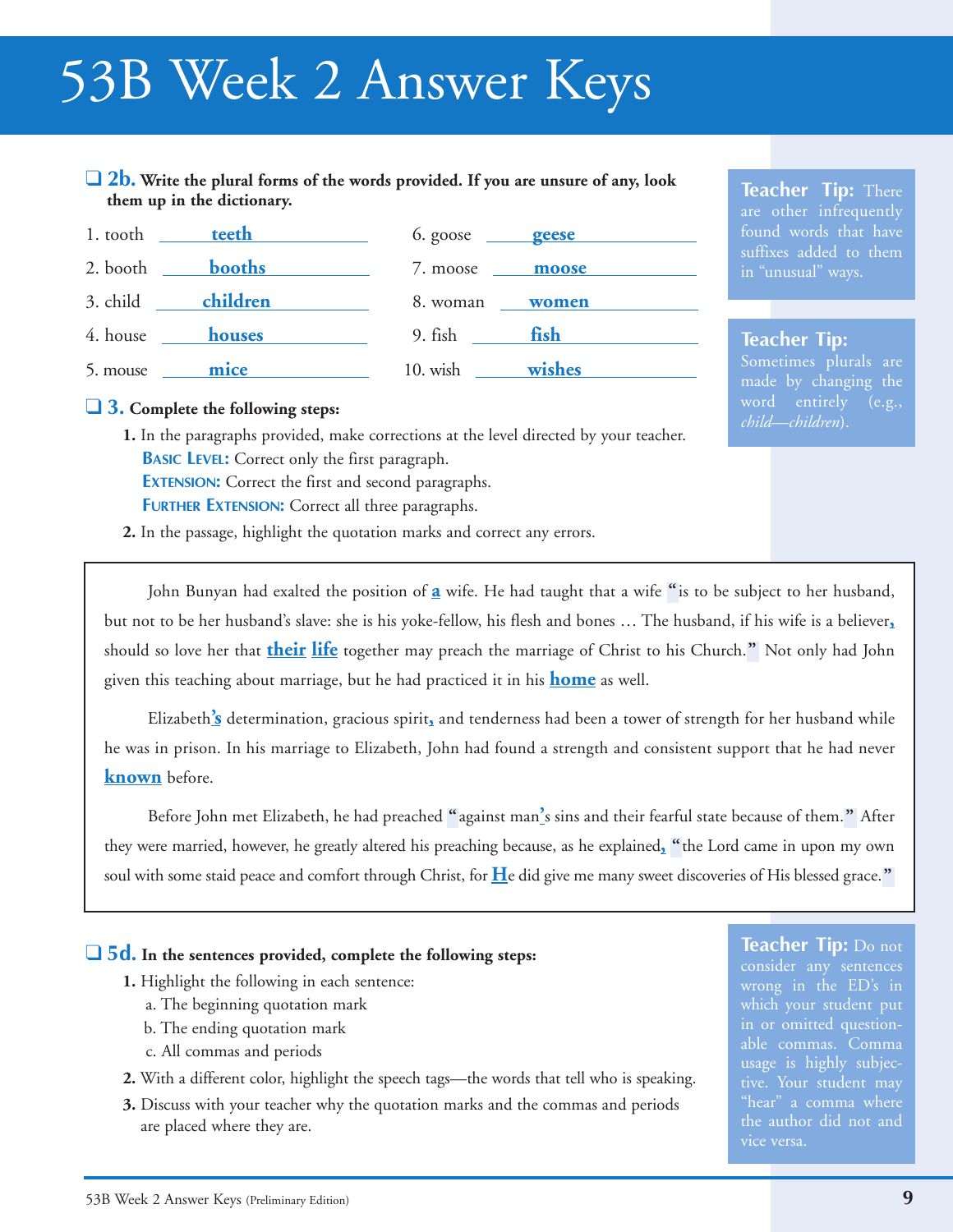# 53B Week 2 Answer Keys

❑ **2b. Write the plural forms of the words provided. If you are unsure of any, look them up in the dictionary.**

| | | | |
|---|---|---|---|
| 1. tooth | **teeth** | 6. goose | **geese** |
| 2. booth | **booths** | 7. moose | **moose** |
| 3. child | **children** | 8. woman | **women** |
| 4. house | **houses** | 9. fish | **fish** |
| 5. mouse | **mice** | 10. wish | **wishes** |

**Teacher Tip:** There are other infrequently found words that have suffixes added to them in "unusual" ways.

**Teacher Tip:** Sometimes plurals are made by changing the word entirely (e.g., *child—children*).

❑ **3. Complete the following steps:**

1. In the paragraphs provided, make corrections at the level directed by your teacher.
   **Basic Level:** Correct only the first paragraph.
   **Extension:** Correct the first and second paragraphs.
   **Further Extension:** Correct all three paragraphs.
2. In the passage, highlight the quotation marks and correct any errors.

> John Bunyan had exalted the position of **a** wife. He had taught that a wife **"**is to be subject to her husband, but not to be her husband's slave: she is his yoke-fellow, his flesh and bones … The husband, if his wife is a believer**,** should so love her that **their** **life** together may preach the marriage of Christ to his Church.**"** Not only had John given this teaching about marriage, but he had practiced it in his **home** as well.
>
> Elizabeth**'s** determination, gracious spirit**,** and tenderness had been a tower of strength for her husband while he was in prison. In his marriage to Elizabeth, John had found a strength and consistent support that he had never **known** before.
>
> Before John met Elizabeth, he had preached **"**against man**'**s sins and their fearful state because of them.**"** After they were married, however, he greatly altered his preaching because, as he explained**,** **"**the Lord came in upon my own soul with some staid peace and comfort through Christ, for **H**e did give me many sweet discoveries of His blessed grace.**"**

❑ **5d. In the sentences provided, complete the following steps:**

1. Highlight the following in each sentence:
   a. The beginning quotation mark
   b. The ending quotation mark
   c. All commas and periods
2. With a different color, highlight the speech tags—the words that tell who is speaking.
3. Discuss with your teacher why the quotation marks and the commas and periods are placed where they are.

**Teacher Tip:** Do not consider any sentences wrong in the ED's in which your student put in or omitted questionable commas. Comma usage is highly subjective. Your student may "hear" a comma where the author did not and vice versa.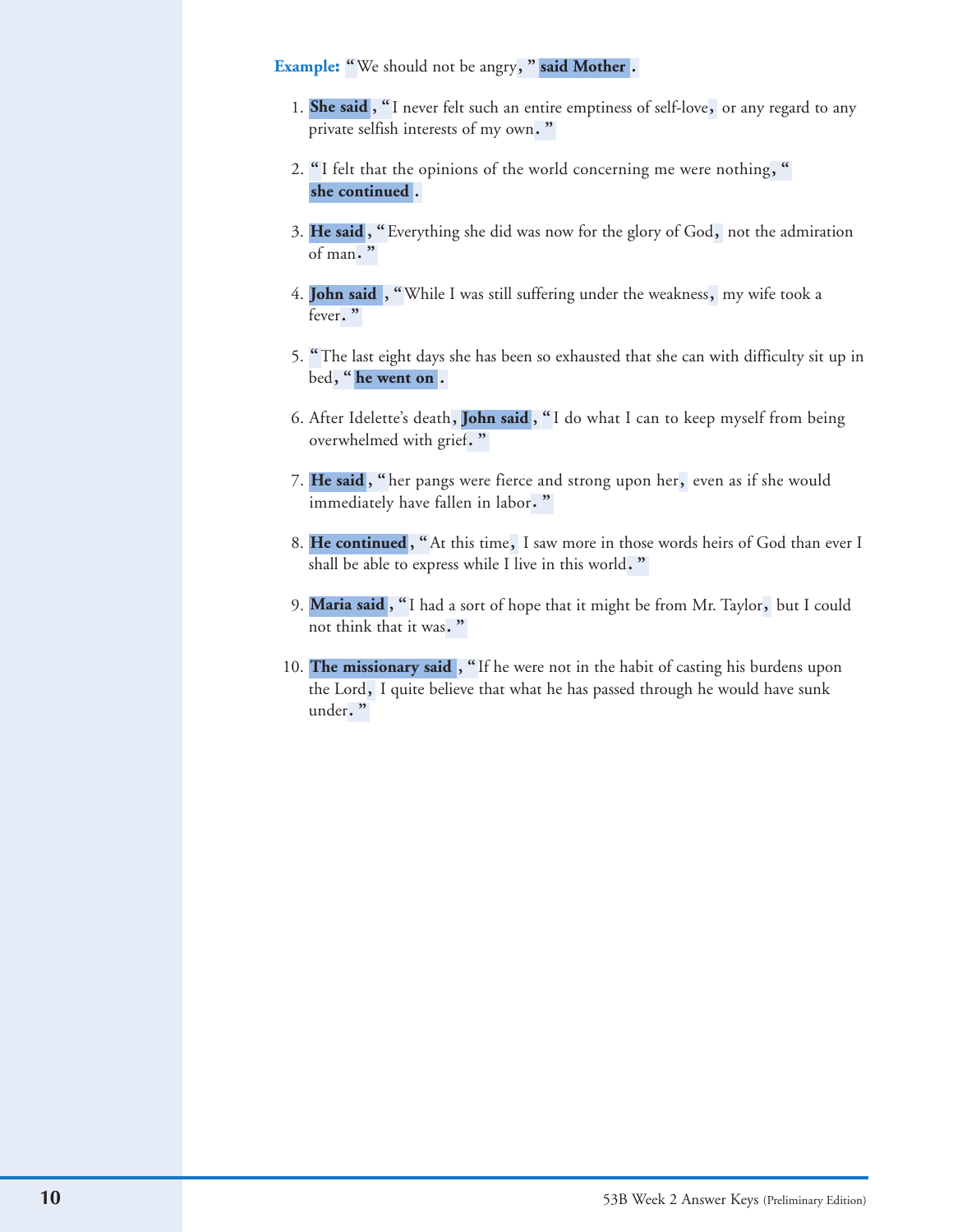**Example:** "We should not be angry," **said Mother**.

1. **She said**, "I never felt such an entire emptiness of self-love, or any regard to any private selfish interests of my own."

2. "I felt that the opinions of the world concerning me were nothing," **she continued**.

3. **He said**, "Everything she did was now for the glory of God, not the admiration of man."

4. **John said**, "While I was still suffering under the weakness, my wife took a fever."

5. "The last eight days she has been so exhausted that she can with difficulty sit up in bed," **he went on**.

6. After Idelette's death, **John said**, "I do what I can to keep myself from being overwhelmed with grief."

7. **He said**, "her pangs were fierce and strong upon her, even as if she would immediately have fallen in labor."

8. **He continued**, "At this time, I saw more in those words heirs of God than ever I shall be able to express while I live in this world."

9. **Maria said**, "I had a sort of hope that it might be from Mr. Taylor, but I could not think that it was."

10. **The missionary said**, "If he were not in the habit of casting his burdens upon the Lord, I quite believe that what he has passed through he would have sunk under."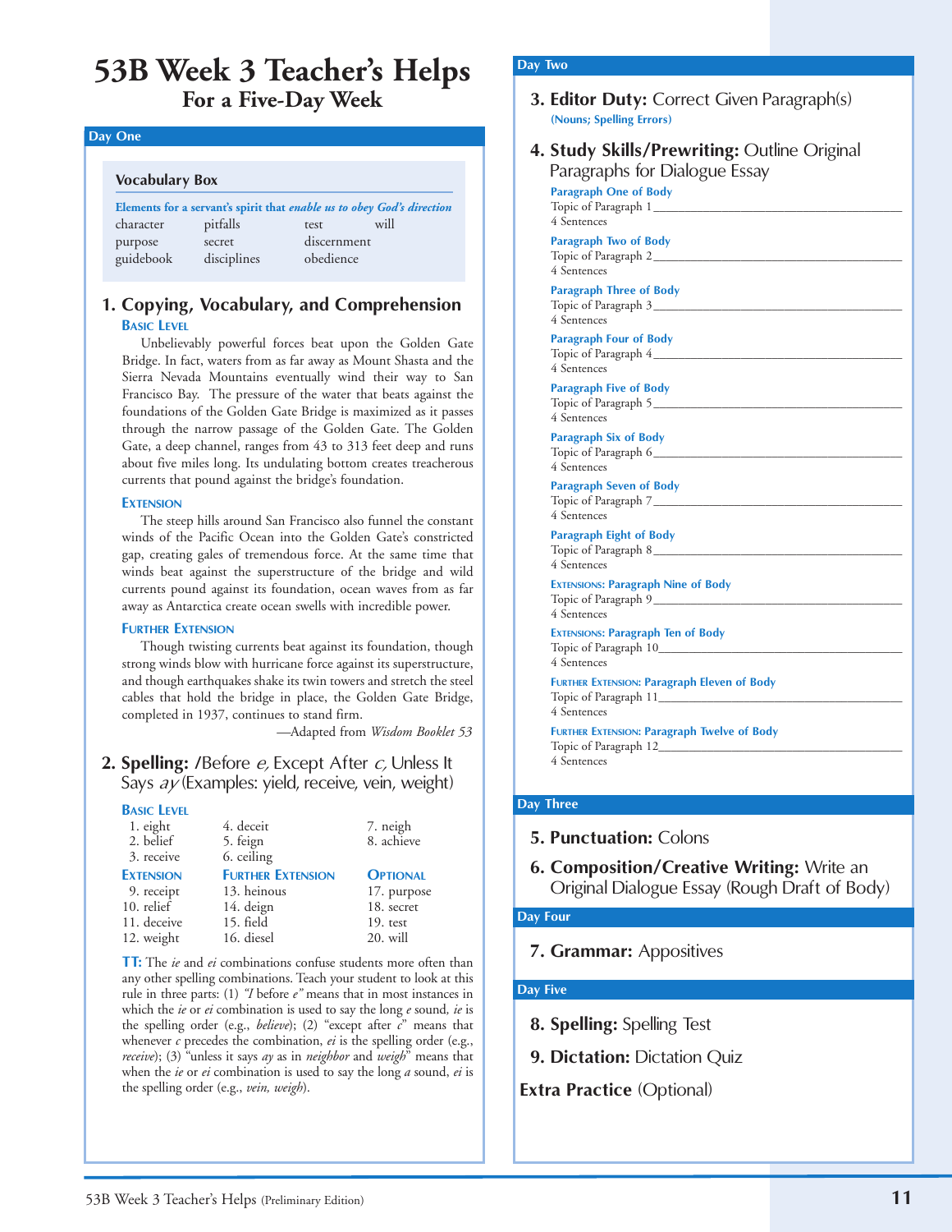# 53B Week 3 Teacher's Helps
## For a Five-Day Week

### Day One

**Vocabulary Box**

**Elements for a servant's spirit that *enable us to obey God's direction***

| | | | |
|---|---|---|---|
| character | pitfalls | test | will |
| purpose | secret | discernment | |
| guidebook | disciplines | obedience | |

### 1. Copying, Vocabulary, and Comprehension

**Basic Level**

Unbelievably powerful forces beat upon the Golden Gate Bridge. In fact, waters from as far away as Mount Shasta and the Sierra Nevada Mountains eventually wind their way to San Francisco Bay. The pressure of the water that beats against the foundations of the Golden Gate Bridge is maximized as it passes through the narrow passage of the Golden Gate. The Golden Gate, a deep channel, ranges from 43 to 313 feet deep and runs about five miles long. Its undulating bottom creates treacherous currents that pound against the bridge's foundation.

**Extension**

The steep hills around San Francisco also funnel the constant winds of the Pacific Ocean into the Golden Gate's constricted gap, creating gales of tremendous force. At the same time that winds beat against the superstructure of the bridge and wild currents pound against its foundation, ocean waves from as far away as Antarctica create ocean swells with incredible power.

**Further Extension**

Though twisting currents beat against its foundation, though strong winds blow with hurricane force against its superstructure, and though earthquakes shake its twin towers and stretch the steel cables that hold the bridge in place, the Golden Gate Bridge, completed in 1937, continues to stand firm.

—Adapted from *Wisdom Booklet 53*

### 2. Spelling: *I* Before *e*, Except After *c*, Unless It Says *ay* (Examples: yield, receive, vein, weight)

**Basic Level**

1. eight
2. belief
3. receive
4. deceit
5. feign
6. ceiling
7. neigh
8. achieve

**Extension**

9. receipt
10. relief
11. deceive
12. weight

**Further Extension**

13. heinous
14. deign
15. field
16. diesel

**Optional**

17. purpose
18. secret
19. test
20. will

**TT:** The *ie* and *ei* combinations confuse students more often than any other spelling combinations. Teach your student to look at this rule in three parts: (1) *"I before e"* means that in most instances in which the *ie* or *ei* combination is used to say the long *e* sound, *ie* is the spelling order (e.g., *believe*); (2) "except after *c*" means that whenever *c* precedes the combination, *ei* is the spelling order (e.g., *receive*); (3) "unless it says *ay* as in *neighbor* and *weigh*" means that when the *ie* or *ei* combination is used to say the long *a* sound, *ei* is the spelling order (e.g., *vein, weigh*).

### Day Two

### 3. Editor Duty: Correct Given Paragraph(s)

(Nouns; Spelling Errors)

### 4. Study Skills/Prewriting: Outline Original Paragraphs for Dialogue Essay

**Paragraph One of Body**
Topic of Paragraph 1______________________
4 Sentences

**Paragraph Two of Body**
Topic of Paragraph 2______________________
4 Sentences

**Paragraph Three of Body**
Topic of Paragraph 3______________________
4 Sentences

**Paragraph Four of Body**
Topic of Paragraph 4______________________
4 Sentences

**Paragraph Five of Body**
Topic of Paragraph 5______________________
4 Sentences

**Paragraph Six of Body**
Topic of Paragraph 6______________________
4 Sentences

**Paragraph Seven of Body**
Topic of Paragraph 7______________________
4 Sentences

**Paragraph Eight of Body**
Topic of Paragraph 8______________________
4 Sentences

**Extensions: Paragraph Nine of Body**
Topic of Paragraph 9______________________
4 Sentences

**Extensions: Paragraph Ten of Body**
Topic of Paragraph 10______________________
4 Sentences

**Further Extension: Paragraph Eleven of Body**
Topic of Paragraph 11______________________
4 Sentences

**Further Extension: Paragraph Twelve of Body**
Topic of Paragraph 12______________________
4 Sentences

### Day Three

### 5. Punctuation: Colons

### 6. Composition/Creative Writing: Write an Original Dialogue Essay (Rough Draft of Body)

### Day Four

### 7. Grammar: Appositives

### Day Five

### 8. Spelling: Spelling Test

### 9. Dictation: Dictation Quiz

**Extra Practice** (Optional)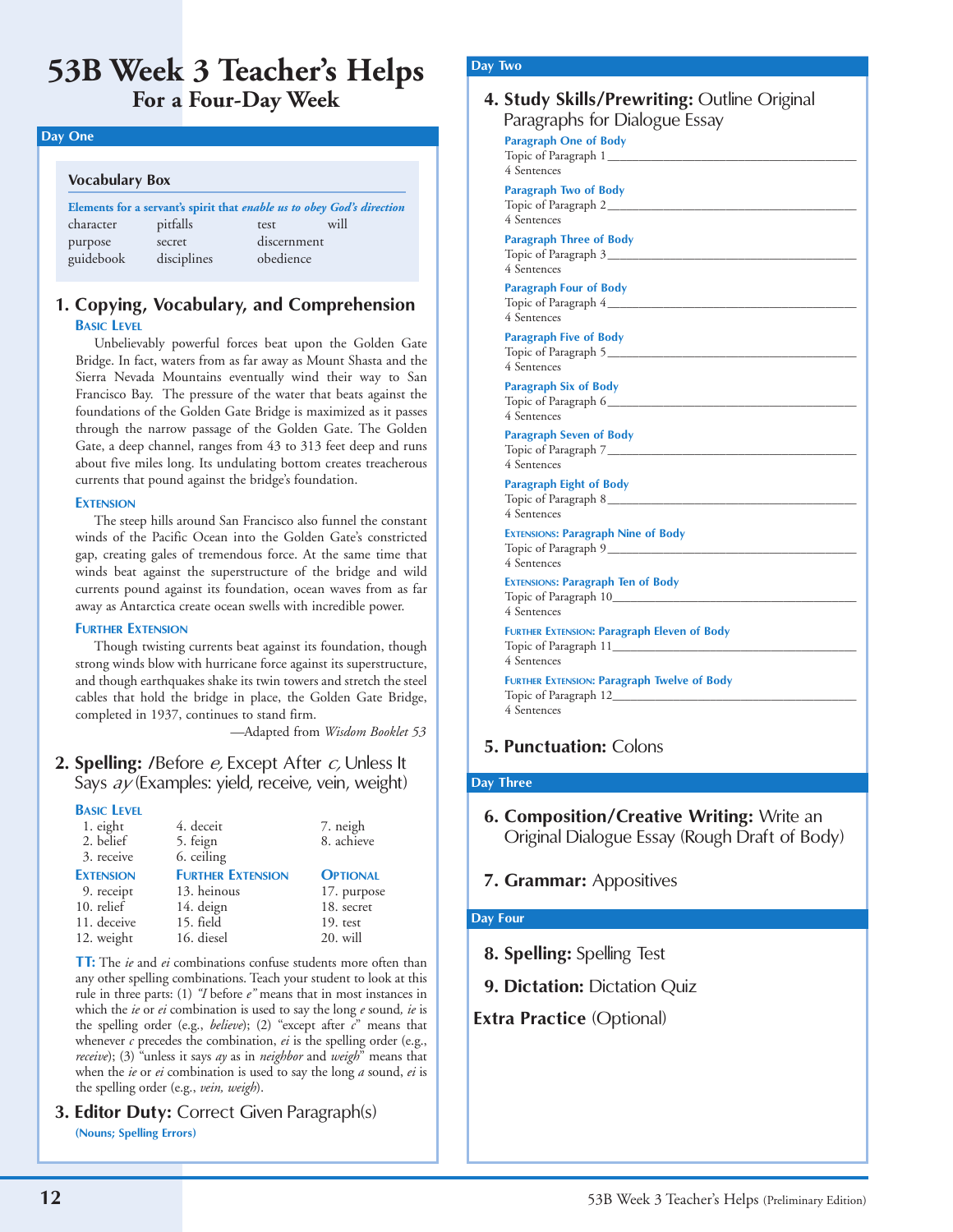# 53B Week 3 Teacher's Helps

## For a Four-Day Week

### Day One

**Vocabulary Box**

***Elements for a servant's spirit that enable us to obey God's direction***

| | | | |
|---|---|---|---|
| character | pitfalls | test | will |
| purpose | secret | discernment | |
| guidebook | disciplines | obedience | |

#### 1. Copying, Vocabulary, and Comprehension

**Basic Level**

Unbelievably powerful forces beat upon the Golden Gate Bridge. In fact, waters from as far away as Mount Shasta and the Sierra Nevada Mountains eventually wind their way to San Francisco Bay. The pressure of the water that beats against the foundations of the Golden Gate Bridge is maximized as it passes through the narrow passage of the Golden Gate. The Golden Gate, a deep channel, ranges from 43 to 313 feet deep and runs about five miles long. Its undulating bottom creates treacherous currents that pound against the bridge's foundation.

**Extension**

The steep hills around San Francisco also funnel the constant winds of the Pacific Ocean into the Golden Gate's constricted gap, creating gales of tremendous force. At the same time that winds beat against the superstructure of the bridge and wild currents pound against its foundation, ocean waves from as far away as Antarctica create ocean swells with incredible power.

**Further Extension**

Though twisting currents beat against its foundation, though strong winds blow with hurricane force against its superstructure, and though earthquakes shake its twin towers and stretch the steel cables that hold the bridge in place, the Golden Gate Bridge, completed in 1937, continues to stand firm.

—Adapted from *Wisdom Booklet 53*

#### 2. Spelling: *I* Before *e*, Except After *c*, Unless It Says *ay* (Examples: yield, receive, vein, weight)

**Basic Level**

1. eight
2. belief
3. receive
4. deceit
5. feign
6. ceiling
7. neigh
8. achieve

**Extension**

9. receipt
10. relief
11. deceive
12. weight

**Further Extension**

13. heinous
14. deign
15. field
16. diesel

**Optional**

17. purpose
18. secret
19. test
20. will

**TT:** The *ie* and *ei* combinations confuse students more often than any other spelling combinations. Teach your student to look at this rule in three parts: (1) *"I before e"* means that in most instances in which the *ie* or *ei* combination is used to say the long *e* sound, *ie* is the spelling order (e.g., *believe*); (2) "except after *c*" means that whenever *c* precedes the combination, *ei* is the spelling order (e.g., *receive*); (3) "unless it says *ay* as in *neighbor* and *weigh*" means that when the *ie* or *ei* combination is used to say the long *a* sound, *ei* is the spelling order (e.g., *vein, weigh*).

#### 3. Editor Duty: Correct Given Paragraph(s)

**(Nouns; Spelling Errors)**

### Day Two

#### 4. Study Skills/Prewriting: Outline Original Paragraphs for Dialogue Essay

**Paragraph One of Body**
Topic of Paragraph 1 ____________________
4 Sentences

**Paragraph Two of Body**
Topic of Paragraph 2 ____________________
4 Sentences

**Paragraph Three of Body**
Topic of Paragraph 3 ____________________
4 Sentences

**Paragraph Four of Body**
Topic of Paragraph 4 ____________________
4 Sentences

**Paragraph Five of Body**
Topic of Paragraph 5 ____________________
4 Sentences

**Paragraph Six of Body**
Topic of Paragraph 6 ____________________
4 Sentences

**Paragraph Seven of Body**
Topic of Paragraph 7 ____________________
4 Sentences

**Paragraph Eight of Body**
Topic of Paragraph 8 ____________________
4 Sentences

**Extensions: Paragraph Nine of Body**
Topic of Paragraph 9 ____________________
4 Sentences

**Extensions: Paragraph Ten of Body**
Topic of Paragraph 10 ____________________
4 Sentences

**Further Extension: Paragraph Eleven of Body**
Topic of Paragraph 11 ____________________
4 Sentences

**Further Extension: Paragraph Twelve of Body**
Topic of Paragraph 12 ____________________
4 Sentences

#### 5. Punctuation: Colons

### Day Three

#### 6. Composition/Creative Writing: Write an Original Dialogue Essay (Rough Draft of Body)

#### 7. Grammar: Appositives

### Day Four

#### 8. Spelling: Spelling Test

#### 9. Dictation: Dictation Quiz

**Extra Practice** (Optional)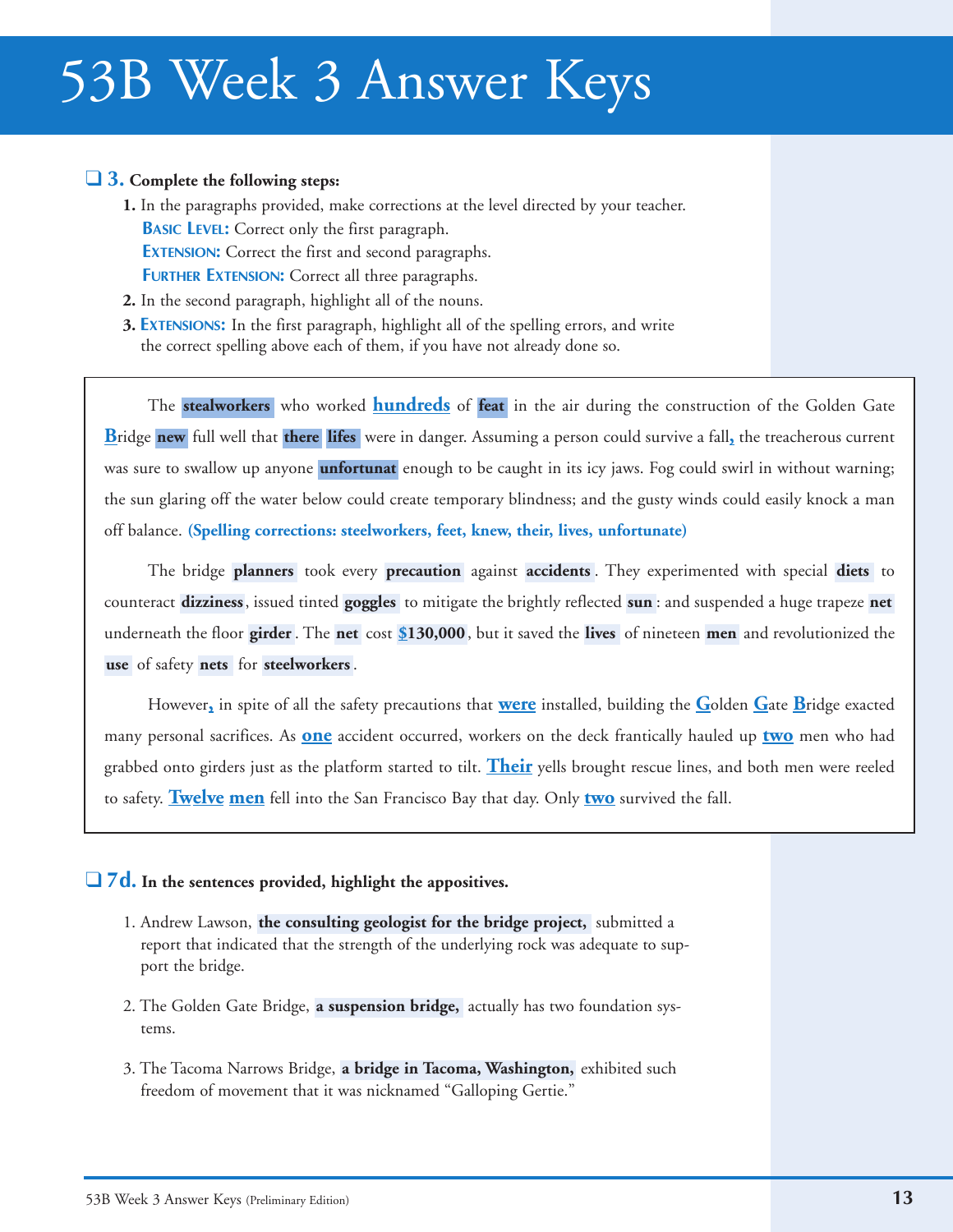# 53B Week 3 Answer Keys

❑ **3. Complete the following steps:**

1. In the paragraphs provided, make corrections at the level directed by your teacher.
   **BASIC LEVEL:** Correct only the first paragraph.
   **EXTENSION:** Correct the first and second paragraphs.
   **FURTHER EXTENSION:** Correct all three paragraphs.
2. In the second paragraph, highlight all of the nouns.
3. **EXTENSIONS:** In the first paragraph, highlight all of the spelling errors, and write the correct spelling above each of them, if you have not already done so.

> The **stealworkers** who worked **hundreds** of **feat** in the air during the construction of the Golden Gate **B**ridge **new** full well that **there** **lifes** were in danger. Assuming a person could survive a fall**,** the treacherous current was sure to swallow up anyone **unfortunat** enough to be caught in its icy jaws. Fog could swirl in without warning; the sun glaring off the water below could create temporary blindness; and the gusty winds could easily knock a man off balance. **(Spelling corrections: steelworkers, feet, knew, their, lives, unfortunate)**
>
> The bridge **planners** took every **precaution** against **accidents**. They experimented with special **diets** to counteract **dizziness**, issued tinted **goggles** to mitigate the brightly reflected **sun**: and suspended a huge trapeze **net** underneath the floor **girder**. The **net** cost **$130,000**, but it saved the **lives** of nineteen **men** and revolutionized the **use** of safety **nets** for **steelworkers**.
>
> However**,** in spite of all the safety precautions that **were** installed, building the **G**olden **G**ate **B**ridge exacted many personal sacrifices. As **one** accident occurred, workers on the deck frantically hauled up **two** men who had grabbed onto girders just as the platform started to tilt. **Their** yells brought rescue lines, and both men were reeled to safety. **Twelve** **men** fell into the San Francisco Bay that day. Only **two** survived the fall.

❑ **7d. In the sentences provided, highlight the appositives.**

1. Andrew Lawson, **the consulting geologist for the bridge project,** submitted a report that indicated that the strength of the underlying rock was adequate to support the bridge.
2. The Golden Gate Bridge, **a suspension bridge,** actually has two foundation systems.
3. The Tacoma Narrows Bridge, **a bridge in Tacoma, Washington,** exhibited such freedom of movement that it was nicknamed "Galloping Gertie."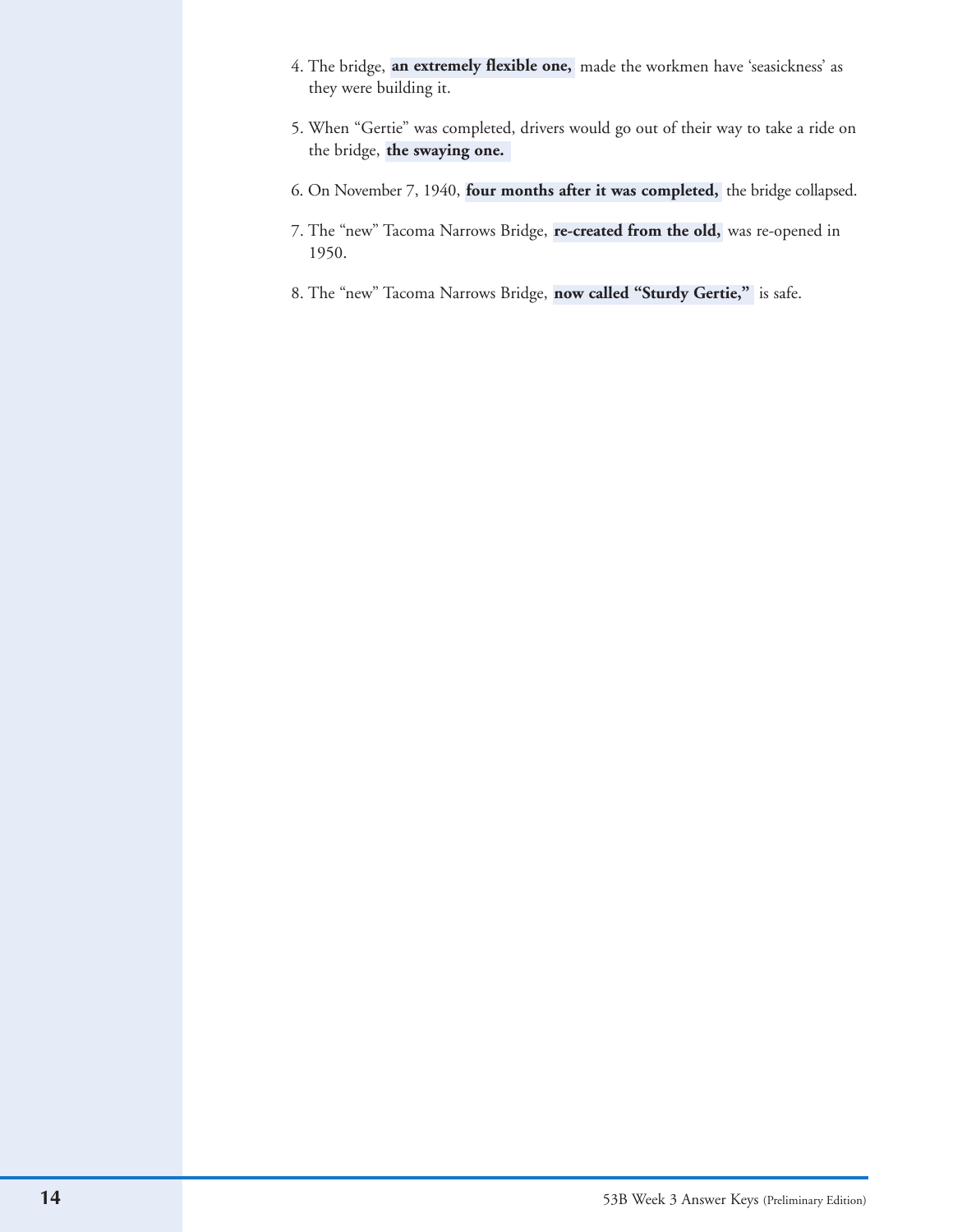4. The bridge, **an extremely flexible one,** made the workmen have 'seasickness' as they were building it.

5. When "Gertie" was completed, drivers would go out of their way to take a ride on the bridge, **the swaying one.**

6. On November 7, 1940, **four months after it was completed,** the bridge collapsed.

7. The "new" Tacoma Narrows Bridge, **re-created from the old,** was re-opened in 1950.

8. The "new" Tacoma Narrows Bridge, **now called "Sturdy Gertie,"** is safe.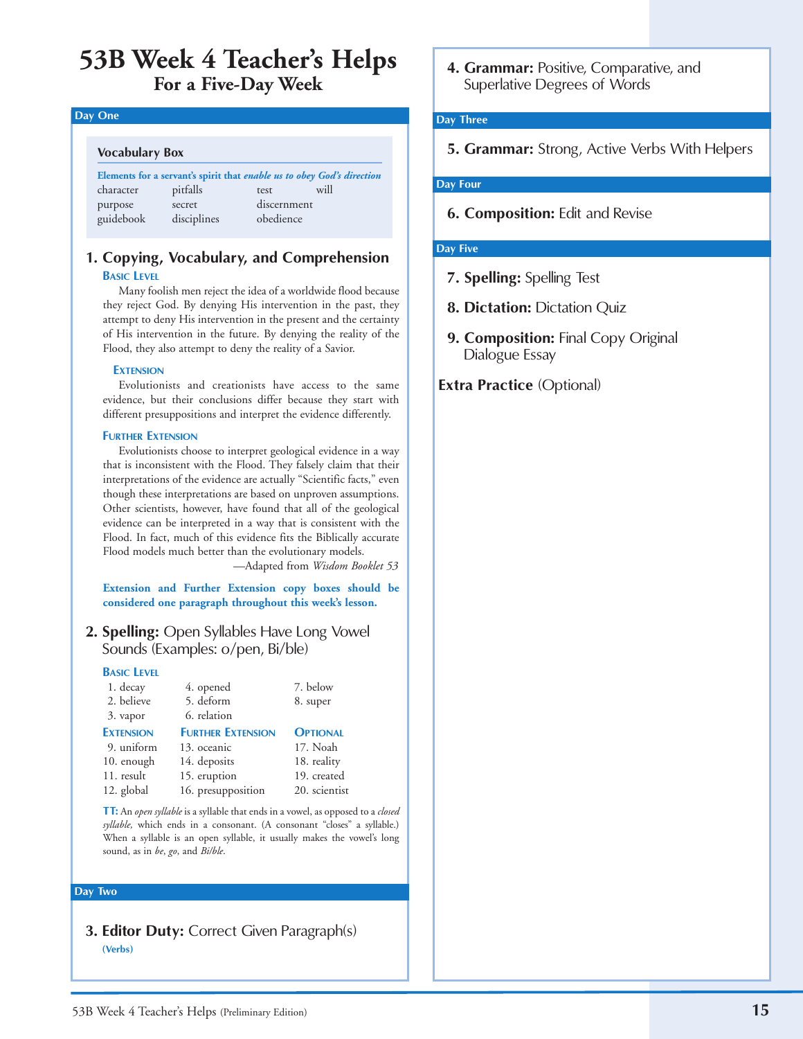# 53B Week 4 Teacher's Helps

## For a Five-Day Week

### Day One

**Vocabulary Box**

**Elements for a servant's spirit that *enable us to obey God's direction***

| | | | |
|---|---|---|---|
| character | pitfalls | test | will |
| purpose | secret | discernment | |
| guidebook | disciplines | obedience | |

### 1. Copying, Vocabulary, and Comprehension

**Basic Level**

Many foolish men reject the idea of a worldwide flood because they reject God. By denying His intervention in the past, they attempt to deny His intervention in the present and the certainty of His intervention in the future. By denying the reality of the Flood, they also attempt to deny the reality of a Savior.

**Extension**

Evolutionists and creationists have access to the same evidence, but their conclusions differ because they start with different presuppositions and interpret the evidence differently.

**Further Extension**

Evolutionists choose to interpret geological evidence in a way that is inconsistent with the Flood. They falsely claim that their interpretations of the evidence are actually "Scientific facts," even though these interpretations are based on unproven assumptions. Other scientists, however, have found that all of the geological evidence can be interpreted in a way that is consistent with the Flood. In fact, much of this evidence fits the Biblically accurate Flood models much better than the evolutionary models.

—Adapted from *Wisdom Booklet 53*

**Extension and Further Extension copy boxes should be considered one paragraph throughout this week's lesson.**

### 2. Spelling: Open Syllables Have Long Vowel Sounds (Examples: o/pen, Bi/ble)

**Basic Level**

| | | |
|---|---|---|
| 1. decay | 4. opened | 7. below |
| 2. believe | 5. deform | 8. super |
| 3. vapor | 6. relation | |

| **Extension** | **Further Extension** | **Optional** |
|---|---|---|
| 9. uniform | 13. oceanic | 17. Noah |
| 10. enough | 14. deposits | 18. reality |
| 11. result | 15. eruption | 19. created |
| 12. global | 16. presupposition | 20. scientist |

**TT:** An *open syllable* is a syllable that ends in a vowel, as opposed to a *closed syllable,* which ends in a consonant. (A consonant "closes" a syllable.) When a syllable is an open syllable, it usually makes the vowel's long sound, as in *be*, *go*, and *Bi/ble*.

### Day Two

### 3. Editor Duty: Correct Given Paragraph(s)

**(Verbs)**

### 4. Grammar: Positive, Comparative, and Superlative Degrees of Words

### Day Three

### 5. Grammar: Strong, Active Verbs With Helpers

### Day Four

### 6. Composition: Edit and Revise

### Day Five

### 7. Spelling: Spelling Test

### 8. Dictation: Dictation Quiz

### 9. Composition: Final Copy Original Dialogue Essay

**Extra Practice** (Optional)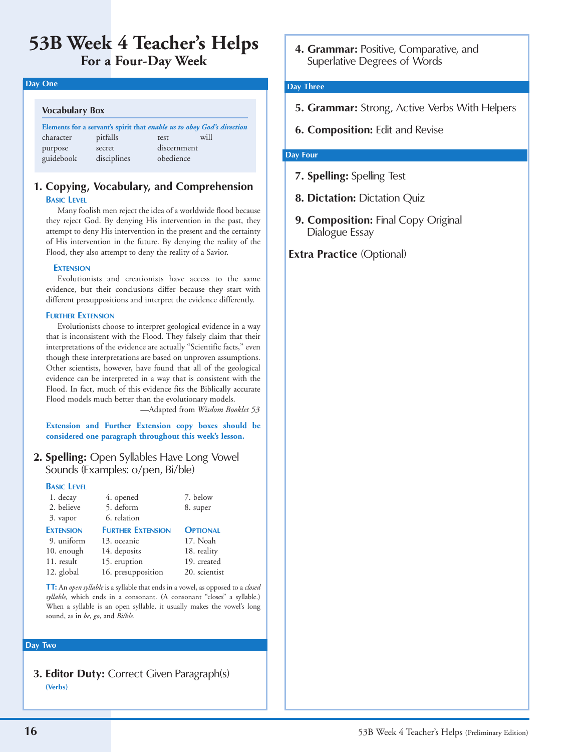# 53B Week 4 Teacher's Helps
## For a Four-Day Week

### Day One

**Vocabulary Box**

**Elements for a servant's spirit that *enable us to obey God's direction***

| | | | |
|---|---|---|---|
| character | pitfalls | test | will |
| purpose | secret | discernment | |
| guidebook | disciplines | obedience | |

### 1. Copying, Vocabulary, and Comprehension

**Basic Level**

Many foolish men reject the idea of a worldwide flood because they reject God. By denying His intervention in the past, they attempt to deny His intervention in the present and the certainty of His intervention in the future. By denying the reality of the Flood, they also attempt to deny the reality of a Savior.

**Extension**

Evolutionists and creationists have access to the same evidence, but their conclusions differ because they start with different presuppositions and interpret the evidence differently.

**Further Extension**

Evolutionists choose to interpret geological evidence in a way that is inconsistent with the Flood. They falsely claim that their interpretations of the evidence are actually "Scientific facts," even though these interpretations are based on unproven assumptions. Other scientists, however, have found that all of the geological evidence can be interpreted in a way that is consistent with the Flood. In fact, much of this evidence fits the Biblically accurate Flood models much better than the evolutionary models.

—Adapted from *Wisdom Booklet 53*

**Extension and Further Extension copy boxes should be considered one paragraph throughout this week's lesson.**

### 2. Spelling: Open Syllables Have Long Vowel Sounds (Examples: o/pen, Bi/ble)

**Basic Level**

| | | |
|---|---|---|
| 1. decay | 4. opened | 7. below |
| 2. believe | 5. deform | 8. super |
| 3. vapor | 6. relation | |

| **Extension** | **Further Extension** | **Optional** |
|---|---|---|
| 9. uniform | 13. oceanic | 17. Noah |
| 10. enough | 14. deposits | 18. reality |
| 11. result | 15. eruption | 19. created |
| 12. global | 16. presupposition | 20. scientist |

**TT:** An *open syllable* is a syllable that ends in a vowel, as opposed to a *closed syllable,* which ends in a consonant. (A consonant "closes" a syllable.) When a syllable is an open syllable, it usually makes the vowel's long sound, as in *be*, *go*, and *Bi/ble*.

### Day Two

### 3. Editor Duty: Correct Given Paragraph(s)

**(Verbs)**

### 4. Grammar: Positive, Comparative, and Superlative Degrees of Words

### Day Three

### 5. Grammar: Strong, Active Verbs With Helpers

### 6. Composition: Edit and Revise

### Day Four

### 7. Spelling: Spelling Test

### 8. Dictation: Dictation Quiz

### 9. Composition: Final Copy Original Dialogue Essay

**Extra Practice** (Optional)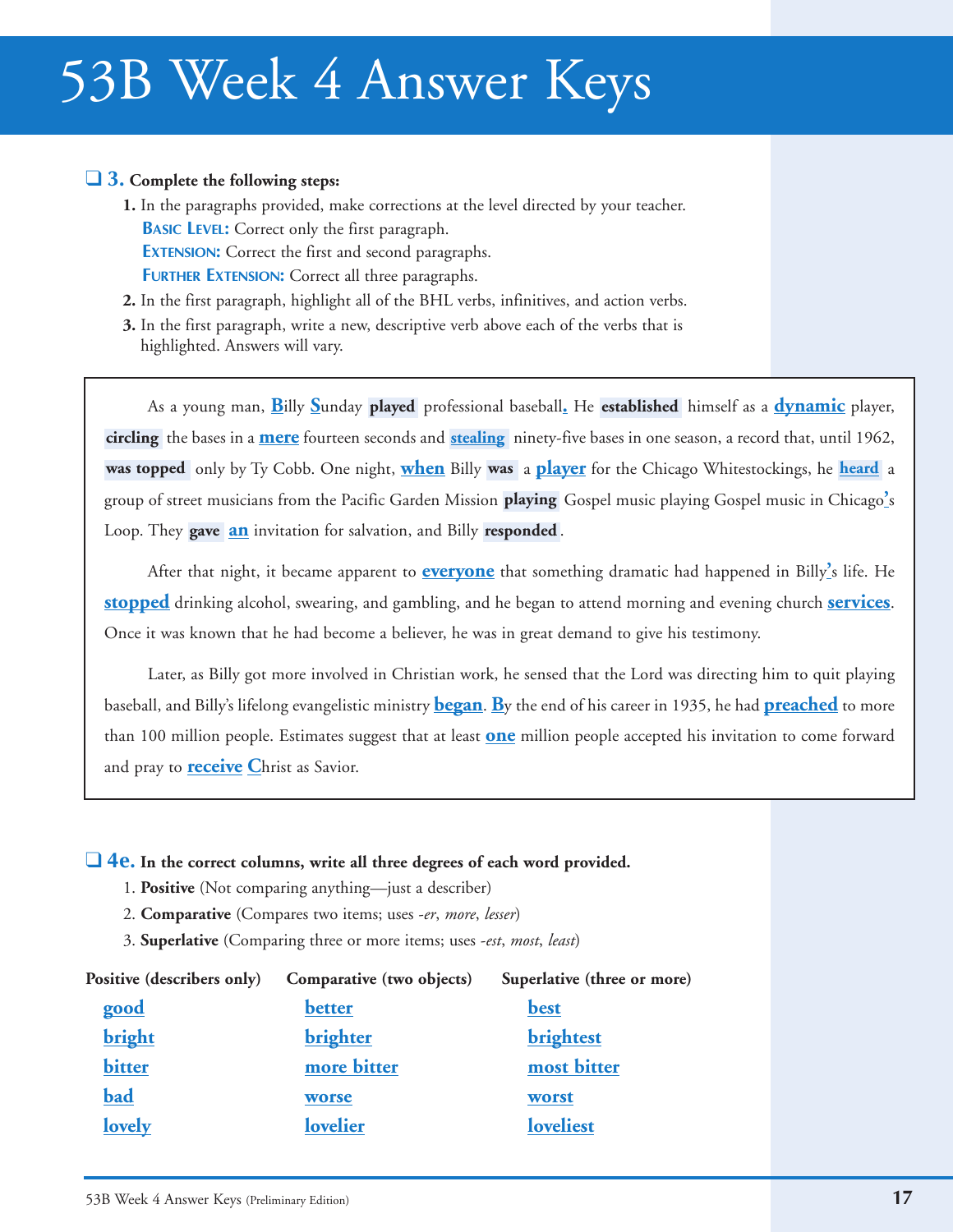# 53B Week 4 Answer Keys

❑ **3. Complete the following steps:**

1. In the paragraphs provided, make corrections at the level directed by your teacher.
   **Basic Level:** Correct only the first paragraph.
   **Extension:** Correct the first and second paragraphs.
   **Further Extension:** Correct all three paragraphs.
2. In the first paragraph, highlight all of the BHL verbs, infinitives, and action verbs.
3. In the first paragraph, write a new, descriptive verb above each of the verbs that is highlighted. Answers will vary.

As a young man, **B**illy **S**unday **played** professional baseball**.** He **established** himself as a **dynamic** player, **circling** the bases in a **mere** fourteen seconds and **stealing** ninety-five bases in one season, a record that, until 1962, **was topped** only by Ty Cobb. One night, **when** Billy **was** a **player** for the Chicago Whitestockings, he **heard** a group of street musicians from the Pacific Garden Mission **playing** Gospel music playing Gospel music in Chicago**'**s Loop. They **gave** **an** invitation for salvation, and Billy **responded**.

After that night, it became apparent to **everyone** that something dramatic had happened in Billy**'**s life. He **stopped** drinking alcohol, swearing, and gambling, and he began to attend morning and evening church **services**. Once it was known that he had become a believer, he was in great demand to give his testimony.

Later, as Billy got more involved in Christian work, he sensed that the Lord was directing him to quit playing baseball, and Billy's lifelong evangelistic ministry **began**. **B**y the end of his career in 1935, he had **preached** to more than 100 million people. Estimates suggest that at least **one** million people accepted his invitation to come forward and pray to **receive** **C**hrist as Savior.

❑ **4e. In the correct columns, write all three degrees of each word provided.**

1. **Positive** (Not comparing anything—just a describer)
2. **Comparative** (Compares two items; uses *-er*, *more*, *lesser*)
3. **Superlative** (Comparing three or more items; uses *-est*, *most*, *least*)

| Positive (describers only) | Comparative (two objects) | Superlative (three or more) |
|---|---|---|
| good | better | best |
| bright | brighter | brightest |
| bitter | more bitter | most bitter |
| bad | worse | worst |
| lovely | lovelier | loveliest |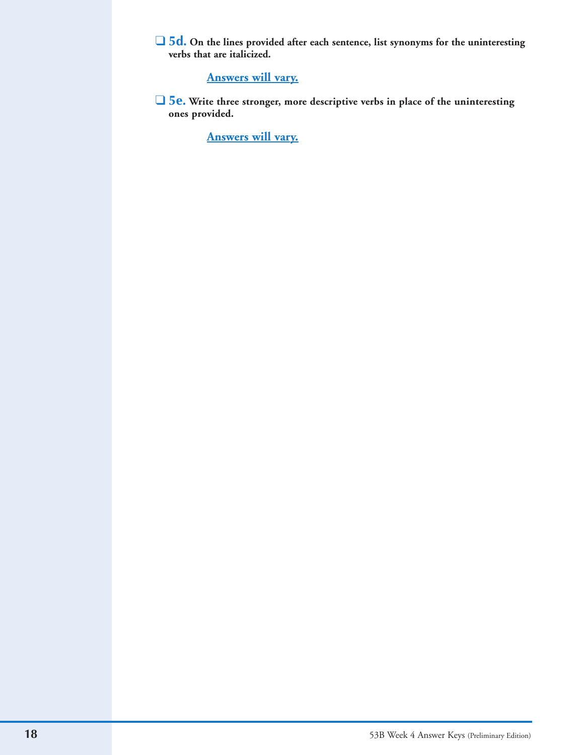❑ **5d.** **On the lines provided after each sentence, list synonyms for the uninteresting verbs that are italicized.**

**Answers will vary.**

❑ **5e.** **Write three stronger, more descriptive verbs in place of the uninteresting ones provided.**

**Answers will vary.**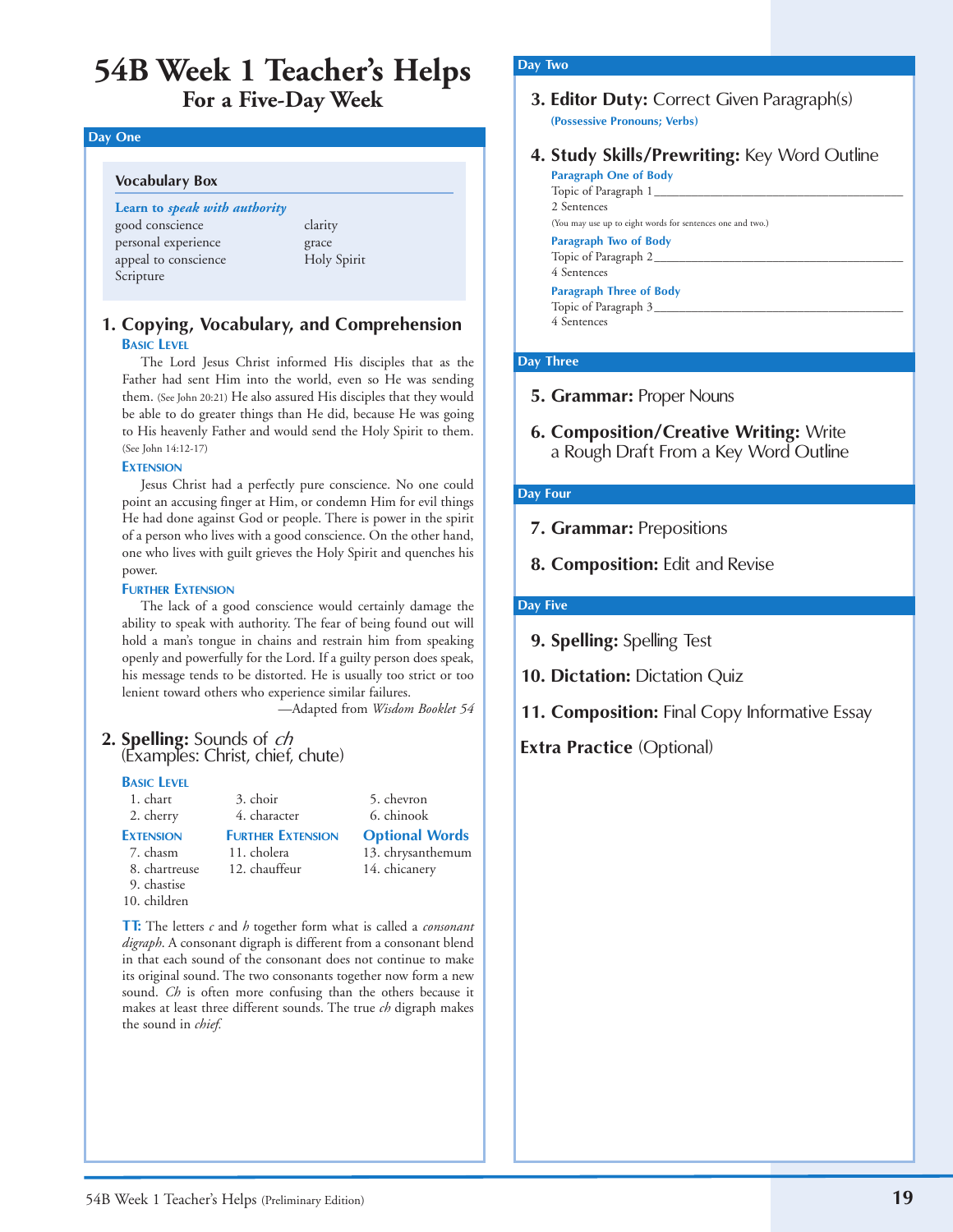# 54B Week 1 Teacher's Helps

## For a Five-Day Week

### Day One

**Vocabulary Box**

**Learn to *speak with authority***

- good conscience
- personal experience
- appeal to conscience
- Scripture
- clarity
- grace
- Holy Spirit

#### 1. Copying, Vocabulary, and Comprehension

**Basic Level**

The Lord Jesus Christ informed His disciples that as the Father had sent Him into the world, even so He was sending them. (See John 20:21) He also assured His disciples that they would be able to do greater things than He did, because He was going to His heavenly Father and would send the Holy Spirit to them. (See John 14:12-17)

**Extension**

Jesus Christ had a perfectly pure conscience. No one could point an accusing finger at Him, or condemn Him for evil things He had done against God or people. There is power in the spirit of a person who lives with a good conscience. On the other hand, one who lives with guilt grieves the Holy Spirit and quenches his power.

**Further Extension**

The lack of a good conscience would certainly damage the ability to speak with authority. The fear of being found out will hold a man's tongue in chains and restrain him from speaking openly and powerfully for the Lord. If a guilty person does speak, his message tends to be distorted. He is usually too strict or too lenient toward others who experience similar failures.

—Adapted from *Wisdom Booklet 54*

#### 2. Spelling: Sounds of *ch*

(Examples: Christ, chief, chute)

**Basic Level**

1. chart
2. cherry
3. choir
4. character
5. chevron
6. chinook

**Extension**

7. chasm
8. chartreuse
9. chastise
10. children

**Further Extension**

11. cholera
12. chauffeur

**Optional Words**

13. chrysanthemum
14. chicanery

**TT:** The letters *c* and *h* together form what is called a *consonant digraph*. A consonant digraph is different from a consonant blend in that each sound of the consonant does not continue to make its original sound. The two consonants together now form a new sound. *Ch* is often more confusing than the others because it makes at least three different sounds. The true *ch* digraph makes the sound in *chief.*

### Day Two

#### 3. Editor Duty: Correct Given Paragraph(s)

**(Possessive Pronouns; Verbs)**

#### 4. Study Skills/Prewriting: Key Word Outline

**Paragraph One of Body**

Topic of Paragraph 1 ________________________________

2 Sentences

(You may use up to eight words for sentences one and two.)

**Paragraph Two of Body**

Topic of Paragraph 2 ________________________________

4 Sentences

**Paragraph Three of Body**

Topic of Paragraph 3 ________________________________

4 Sentences

### Day Three

#### 5. Grammar: Proper Nouns

#### 6. Composition/Creative Writing: Write a Rough Draft From a Key Word Outline

### Day Four

#### 7. Grammar: Prepositions

#### 8. Composition: Edit and Revise

### Day Five

#### 9. Spelling: Spelling Test

#### 10. Dictation: Dictation Quiz

#### 11. Composition: Final Copy Informative Essay

**Extra Practice** (Optional)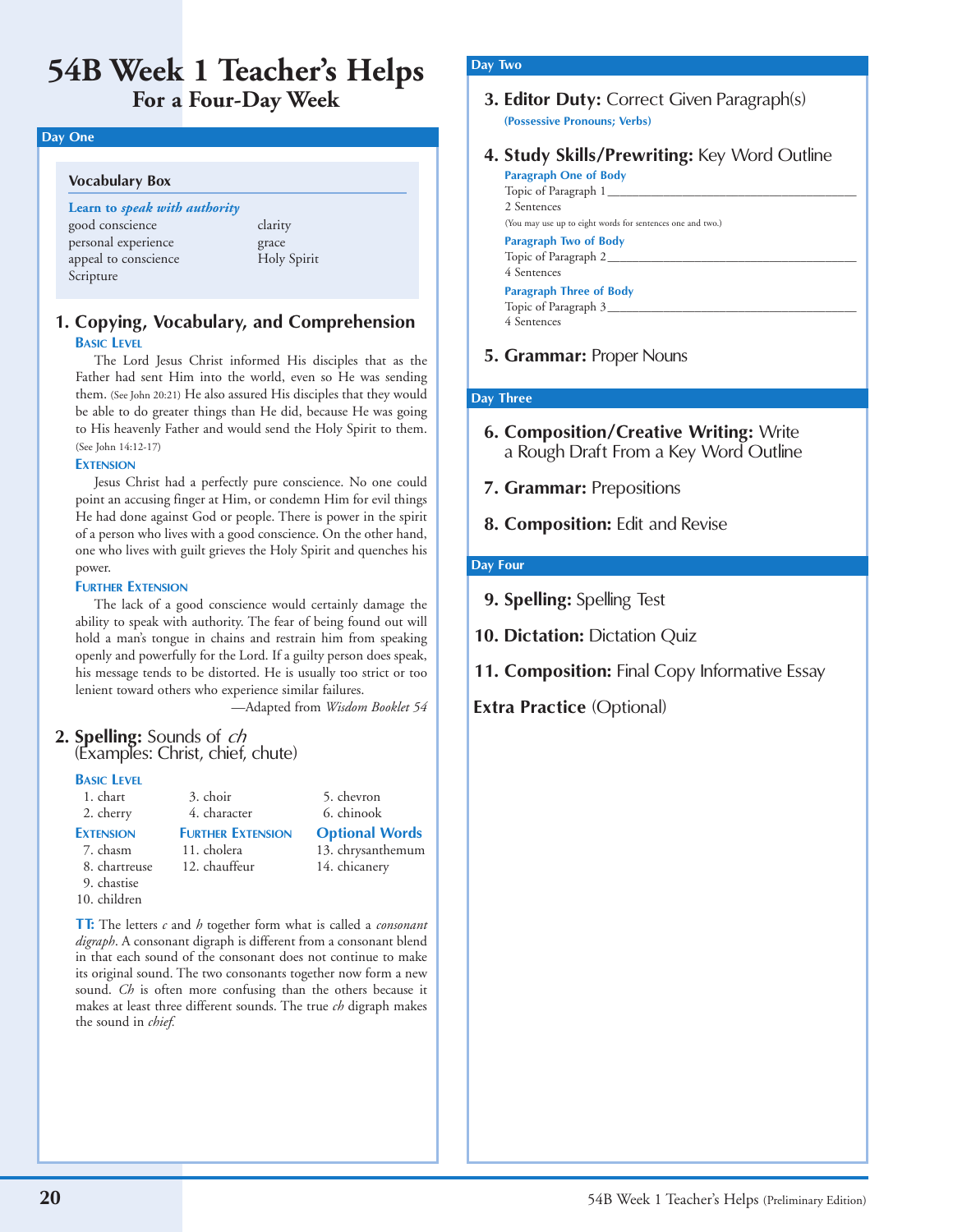# 54B Week 1 Teacher's Helps
## For a Four-Day Week

### Day One

**Vocabulary Box**

**Learn to *speak with authority***

- good conscience
- personal experience
- appeal to conscience
- Scripture
- clarity
- grace
- Holy Spirit

#### 1. Copying, Vocabulary, and Comprehension

**Basic Level**

The Lord Jesus Christ informed His disciples that as the Father had sent Him into the world, even so He was sending them. (See John 20:21) He also assured His disciples that they would be able to do greater things than He did, because He was going to His heavenly Father and would send the Holy Spirit to them. (See John 14:12-17)

**Extension**

Jesus Christ had a perfectly pure conscience. No one could point an accusing finger at Him, or condemn Him for evil things He had done against God or people. There is power in the spirit of a person who lives with a good conscience. On the other hand, one who lives with guilt grieves the Holy Spirit and quenches his power.

**Further Extension**

The lack of a good conscience would certainly damage the ability to speak with authority. The fear of being found out will hold a man's tongue in chains and restrain him from speaking openly and powerfully for the Lord. If a guilty person does speak, his message tends to be distorted. He is usually too strict or too lenient toward others who experience similar failures.

—Adapted from *Wisdom Booklet 54*

#### 2. Spelling: Sounds of *ch* (Examples: Christ, chief, chute)

**Basic Level**

1. chart
2. cherry
3. choir
4. character
5. chevron
6. chinook

**Extension**

7. chasm
8. chartreuse
9. chastise
10. children

**Further Extension**

11. cholera
12. chauffeur

**Optional Words**

13. chrysanthemum
14. chicanery

**TT:** The letters *c* and *h* together form what is called a *consonant digraph*. A consonant digraph is different from a consonant blend in that each sound of the consonant does not continue to make its original sound. The two consonants together now form a new sound. *Ch* is often more confusing than the others because it makes at least three different sounds. The true *ch* digraph makes the sound in *chief.*

### Day Two

#### 3. Editor Duty: Correct Given Paragraph(s)

**(Possessive Pronouns; Verbs)**

#### 4. Study Skills/Prewriting: Key Word Outline

**Paragraph One of Body**

Topic of Paragraph 1 ________________________________

2 Sentences

(You may use up to eight words for sentences one and two.)

**Paragraph Two of Body**

Topic of Paragraph 2 ________________________________

4 Sentences

**Paragraph Three of Body**

Topic of Paragraph 3 ________________________________

4 Sentences

#### 5. Grammar: Proper Nouns

### Day Three

#### 6. Composition/Creative Writing: Write a Rough Draft From a Key Word Outline

#### 7. Grammar: Prepositions

#### 8. Composition: Edit and Revise

### Day Four

#### 9. Spelling: Spelling Test

#### 10. Dictation: Dictation Quiz

#### 11. Composition: Final Copy Informative Essay

#### Extra Practice (Optional)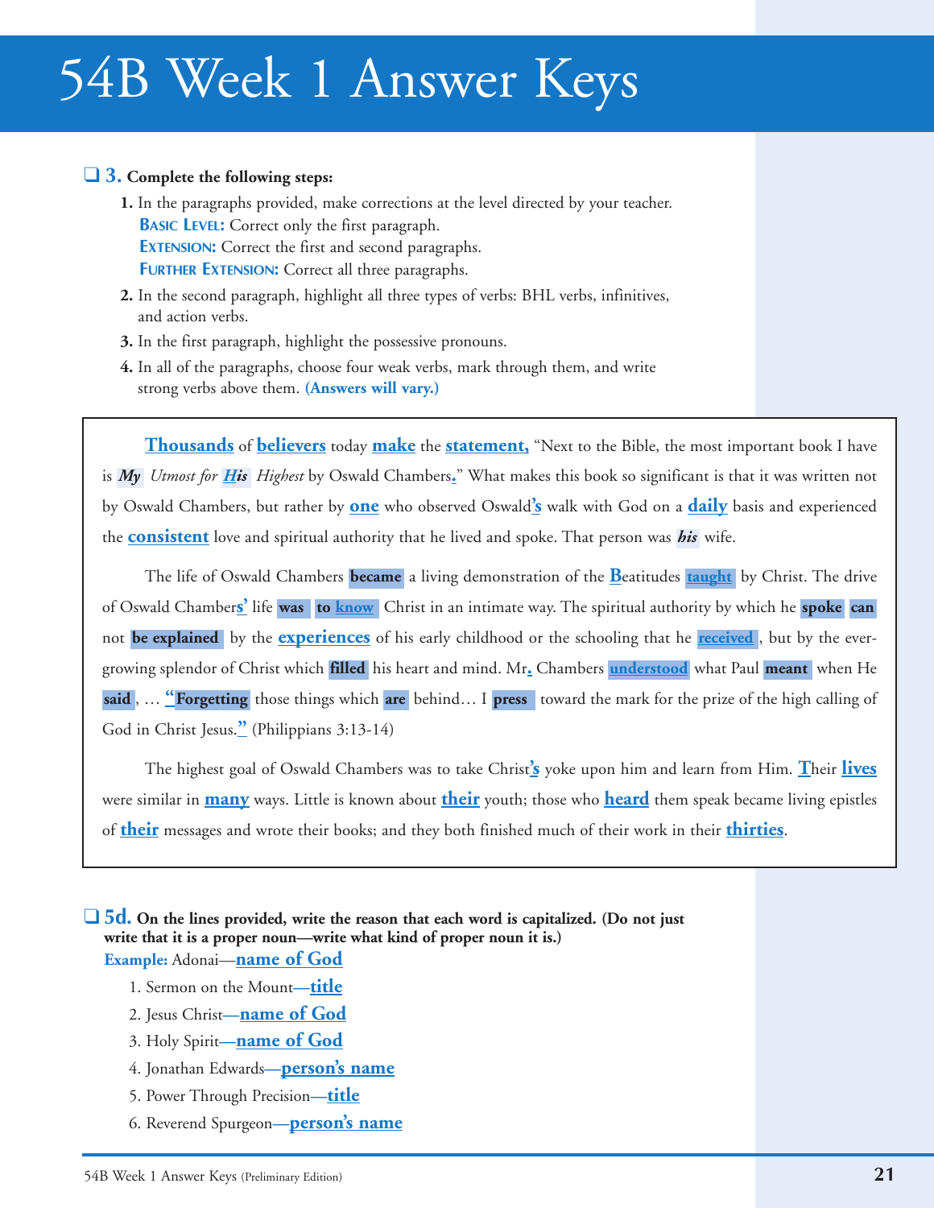# 54B Week 1 Answer Keys

❑ **3. Complete the following steps:**

1. In the paragraphs provided, make corrections at the level directed by your teacher.
   **BASIC LEVEL:** Correct only the first paragraph.
   **EXTENSION:** Correct the first and second paragraphs.
   **FURTHER EXTENSION:** Correct all three paragraphs.
2. In the second paragraph, highlight all three types of verbs: BHL verbs, infinitives, and action verbs.
3. In the first paragraph, highlight the possessive pronouns.
4. In all of the paragraphs, choose four weak verbs, mark through them, and write strong verbs above them. **(Answers will vary.)**

**Thousands** of **believers** today **make** the **statement,** "Next to the Bible, the most important book I have is ***My*** *Utmost for* ***His*** *Highest* by Oswald Chambers**.**" What makes this book so significant is that it was written not by Oswald Chambers, but rather by **one** who observed Oswald**'s** walk with God on a **daily** basis and experienced the **consistent** love and spiritual authority that he lived and spoke. That person was ***his*** wife.

The life of Oswald Chambers **became** a living demonstration of the **B**eatitudes **taught** by Christ. The drive of Oswald Chamber**s'** life **was** **to know** Christ in an intimate way. The spiritual authority by which he **spoke** **can** not **be explained** by the **experiences** of his early childhood or the schooling that he **received**, but by the ever-growing splendor of Christ which **filled** his heart and mind. Mr**.** Chambers **understood** what Paul **meant** when He **said**, … **"Forgetting** those things which **are** behind… I **press** toward the mark for the prize of the high calling of God in Christ Jesus.**"** (Philippians 3:13-14)

The highest goal of Oswald Chambers was to take Christ**'s** yoke upon him and learn from Him. **T**heir **lives** were similar in **many** ways. Little is known about **their** youth; those who **heard** them speak became living epistles of **their** messages and wrote their books; and they both finished much of their work in their **thirties**.

❑ **5d. On the lines provided, write the reason that each word is capitalized. (Do not just write that it is a proper noun—write what kind of proper noun it is.)**

**Example:** Adonai—**name of God**

1. Sermon on the Mount—**title**
2. Jesus Christ—**name of God**
3. Holy Spirit—**name of God**
4. Jonathan Edwards—**person's name**
5. Power Through Precision—**title**
6. Reverend Spurgeon—**person's name**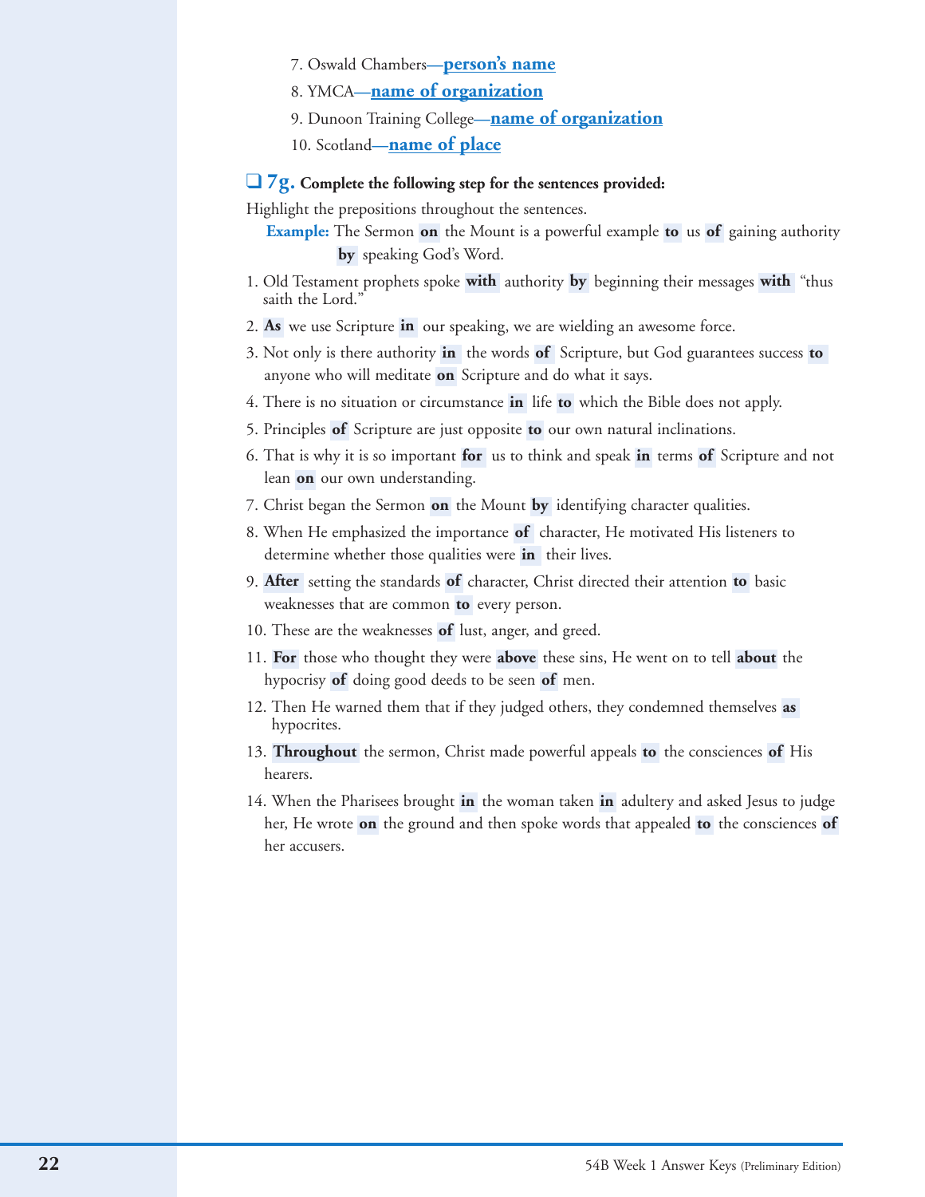7. Oswald Chambers—**person's name**

8. YMCA—**name of organization**

9. Dunoon Training College—**name of organization**

10. Scotland—**name of place**

❑ **7g.** **Complete the following step for the sentences provided:**

Highlight the prepositions throughout the sentences.

**Example:** The Sermon **on** the Mount is a powerful example **to** us **of** gaining authority **by** speaking God's Word.

1. Old Testament prophets spoke **with** authority **by** beginning their messages **with** "thus saith the Lord."
2. **As** we use Scripture **in** our speaking, we are wielding an awesome force.
3. Not only is there authority **in** the words **of** Scripture, but God guarantees success **to** anyone who will meditate **on** Scripture and do what it says.
4. There is no situation or circumstance **in** life **to** which the Bible does not apply.
5. Principles **of** Scripture are just opposite **to** our own natural inclinations.
6. That is why it is so important **for** us to think and speak **in** terms **of** Scripture and not lean **on** our own understanding.
7. Christ began the Sermon **on** the Mount **by** identifying character qualities.
8. When He emphasized the importance **of** character, He motivated His listeners to determine whether those qualities were **in** their lives.
9. **After** setting the standards **of** character, Christ directed their attention **to** basic weaknesses that are common **to** every person.
10. These are the weaknesses **of** lust, anger, and greed.
11. **For** those who thought they were **above** these sins, He went on to tell **about** the hypocrisy **of** doing good deeds to be seen **of** men.
12. Then He warned them that if they judged others, they condemned themselves **as** hypocrites.
13. **Throughout** the sermon, Christ made powerful appeals **to** the consciences **of** His hearers.
14. When the Pharisees brought **in** the woman taken **in** adultery and asked Jesus to judge her, He wrote **on** the ground and then spoke words that appealed **to** the consciences **of** her accusers.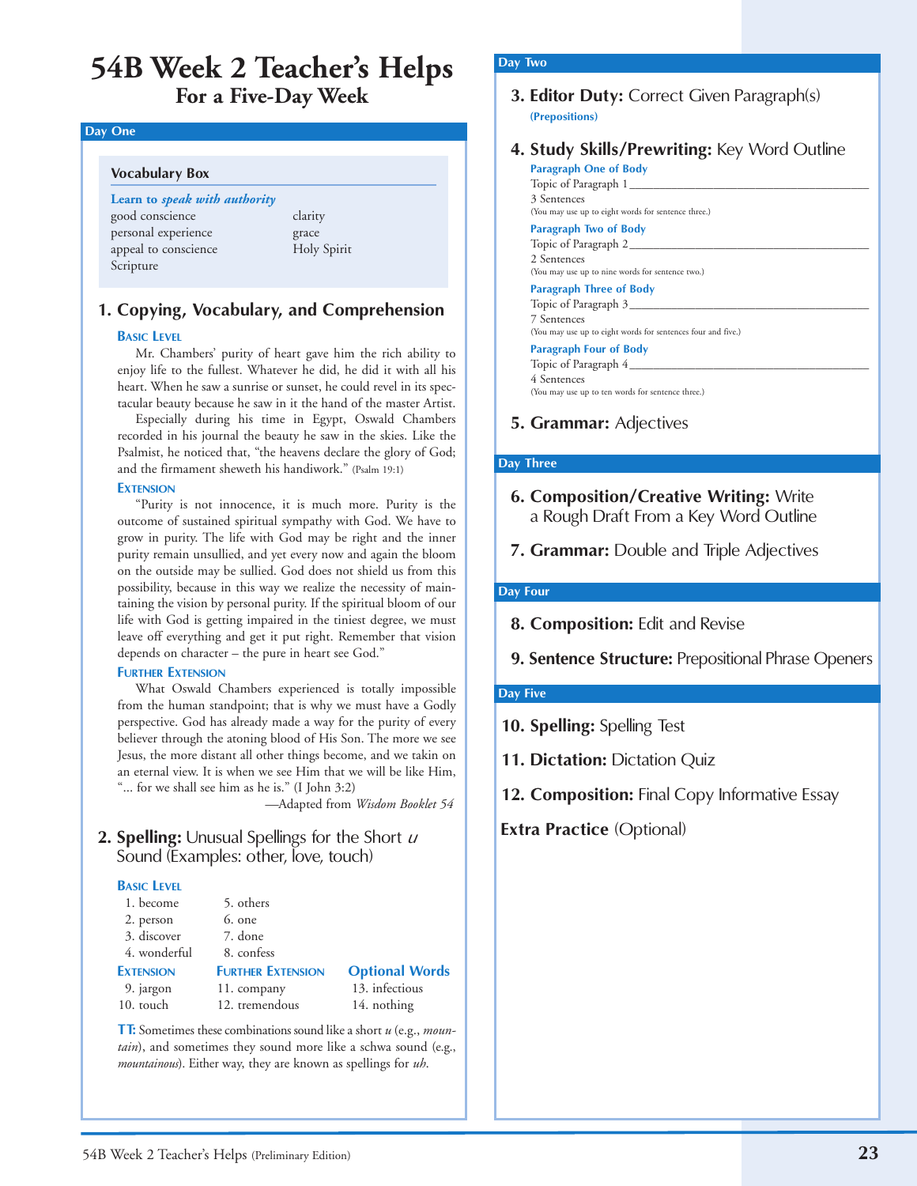# 54B Week 2 Teacher's Helps

## For a Five-Day Week

### Day One

**Vocabulary Box**

***Learn to speak with authority***

- good conscience
- personal experience
- appeal to conscience
- Scripture
- clarity
- grace
- Holy Spirit

### 1. Copying, Vocabulary, and Comprehension

**Basic Level**

Mr. Chambers' purity of heart gave him the rich ability to enjoy life to the fullest. Whatever he did, he did it with all his heart. When he saw a sunrise or sunset, he could revel in its spectacular beauty because he saw in it the hand of the master Artist.

Especially during his time in Egypt, Oswald Chambers recorded in his journal the beauty he saw in the skies. Like the Psalmist, he noticed that, "the heavens declare the glory of God; and the firmament sheweth his handiwork." (Psalm 19:1)

**Extension**

"Purity is not innocence, it is much more. Purity is the outcome of sustained spiritual sympathy with God. We have to grow in purity. The life with God may be right and the inner purity remain unsullied, and yet every now and again the bloom on the outside may be sullied. God does not shield us from this possibility, because in this way we realize the necessity of maintaining the vision by personal purity. If the spiritual bloom of our life with God is getting impaired in the tiniest degree, we must leave off everything and get it put right. Remember that vision depends on character – the pure in heart see God."

**Further Extension**

What Oswald Chambers experienced is totally impossible from the human standpoint; that is why we must have a Godly perspective. God has already made a way for the purity of every believer through the atoning blood of His Son. The more we see Jesus, the more distant all other things become, and we takin on an eternal view. It is when we see Him that we will be like Him, "... for we shall see him as he is." (I John 3:2)

—Adapted from *Wisdom Booklet 54*

### 2. Spelling: Unusual Spellings for the Short *u* Sound (Examples: other, love, touch)

**Basic Level**

1. become
2. person
3. discover
4. wonderful
5. others
6. one
7. done
8. confess

| Extension | Further Extension | Optional Words |
|---|---|---|
| 9. jargon | 11. company | 13. infectious |
| 10. touch | 12. tremendous | 14. nothing |

**TT:** Sometimes these combinations sound like a short *u* (e.g., *mountain*), and sometimes they sound more like a schwa sound (e.g., *mountainous*). Either way, they are known as spellings for *uh*.

### Day Two

### 3. Editor Duty: Correct Given Paragraph(s)

**(Prepositions)**

### 4. Study Skills/Prewriting: Key Word Outline

**Paragraph One of Body**

Topic of Paragraph 1 ______________________________

3 Sentences

(You may use up to eight words for sentence three.)

**Paragraph Two of Body**

Topic of Paragraph 2 ______________________________

2 Sentences

(You may use up to nine words for sentence two.)

**Paragraph Three of Body**

Topic of Paragraph 3 ______________________________

7 Sentences

(You may use up to eight words for sentences four and five.)

**Paragraph Four of Body**

Topic of Paragraph 4 ______________________________

4 Sentences

(You may use up to ten words for sentence three.)

### 5. Grammar: Adjectives

### Day Three

### 6. Composition/Creative Writing: Write a Rough Draft From a Key Word Outline

### 7. Grammar: Double and Triple Adjectives

### Day Four

### 8. Composition: Edit and Revise

### 9. Sentence Structure: Prepositional Phrase Openers

### Day Five

### 10. Spelling: Spelling Test

### 11. Dictation: Dictation Quiz

### 12. Composition: Final Copy Informative Essay

**Extra Practice** (Optional)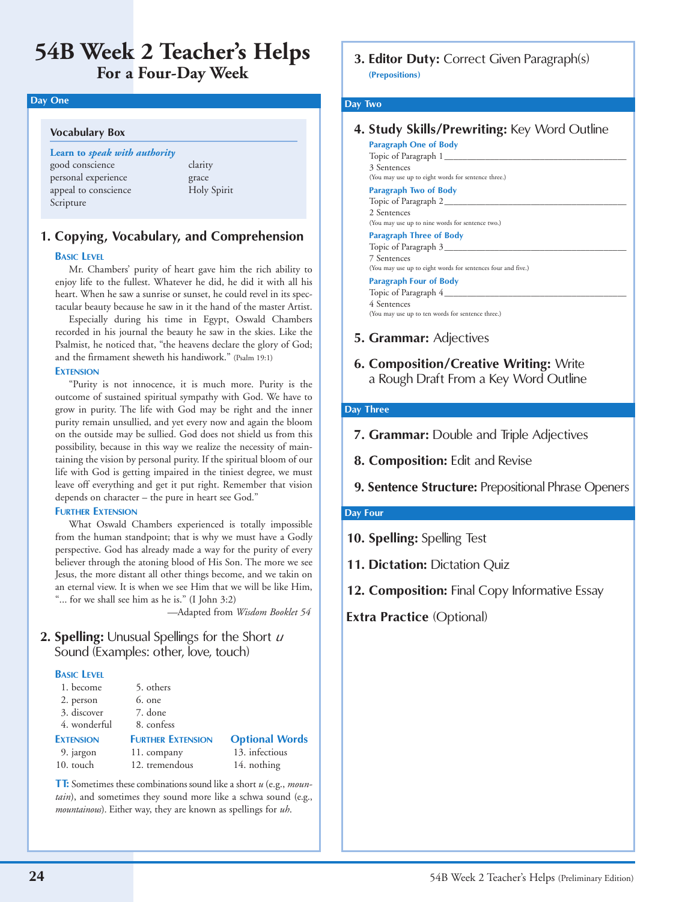# 54B Week 2 Teacher's Helps
## For a Four-Day Week

### Day One

**Vocabulary Box**

**Learn to *speak with authority***

good conscience
personal experience
appeal to conscience
Scripture
clarity
grace
Holy Spirit

### 1. Copying, Vocabulary, and Comprehension

**Basic Level**

Mr. Chambers' purity of heart gave him the rich ability to enjoy life to the fullest. Whatever he did, he did it with all his heart. When he saw a sunrise or sunset, he could revel in its spectacular beauty because he saw in it the hand of the master Artist.

Especially during his time in Egypt, Oswald Chambers recorded in his journal the beauty he saw in the skies. Like the Psalmist, he noticed that, "the heavens declare the glory of God; and the firmament sheweth his handiwork." (Psalm 19:1)

**Extension**

"Purity is not innocence, it is much more. Purity is the outcome of sustained spiritual sympathy with God. We have to grow in purity. The life with God may be right and the inner purity remain unsullied, and yet every now and again the bloom on the outside may be sullied. God does not shield us from this possibility, because in this way we realize the necessity of maintaining the vision by personal purity. If the spiritual bloom of our life with God is getting impaired in the tiniest degree, we must leave off everything and get it put right. Remember that vision depends on character – the pure in heart see God."

**Further Extension**

What Oswald Chambers experienced is totally impossible from the human standpoint; that is why we must have a Godly perspective. God has already made a way for the purity of every believer through the atoning blood of His Son. The more we see Jesus, the more distant all other things become, and we take on an eternal view. It is when we see Him that we will be like Him, "... for we shall see him as he is." (I John 3:2)

—Adapted from *Wisdom Booklet 54*

### 2. Spelling: Unusual Spellings for the Short *u* Sound (Examples: other, love, touch)

**Basic Level**

1. become
2. person
3. discover
4. wonderful
5. others
6. one
7. done
8. confess

**Extension**

9. jargon
10. touch

**Further Extension**

11. company
12. tremendous

**Optional Words**

13. infectious
14. nothing

**TT:** Sometimes these combinations sound like a short *u* (e.g., *mountain*), and sometimes they sound more like a schwa sound (e.g., *mountainous*). Either way, they are known as spellings for *uh*.

### 3. Editor Duty: Correct Given Paragraph(s)

**(Prepositions)**

### Day Two

### 4. Study Skills/Prewriting: Key Word Outline

**Paragraph One of Body**

Topic of Paragraph 1 ______________________________

3 Sentences

(You may use up to eight words for sentence three.)

**Paragraph Two of Body**

Topic of Paragraph 2 ______________________________

2 Sentences

(You may use up to nine words for sentence two.)

**Paragraph Three of Body**

Topic of Paragraph 3 ______________________________

7 Sentences

(You may use up to eight words for sentences four and five.)

**Paragraph Four of Body**

Topic of Paragraph 4 ______________________________

4 Sentences

(You may use up to ten words for sentence three.)

### 5. Grammar: Adjectives

### 6. Composition/Creative Writing: Write a Rough Draft From a Key Word Outline

### Day Three

### 7. Grammar: Double and Triple Adjectives

### 8. Composition: Edit and Revise

### 9. Sentence Structure: Prepositional Phrase Openers

### Day Four

### 10. Spelling: Spelling Test

### 11. Dictation: Dictation Quiz

### 12. Composition: Final Copy Informative Essay

### Extra Practice (Optional)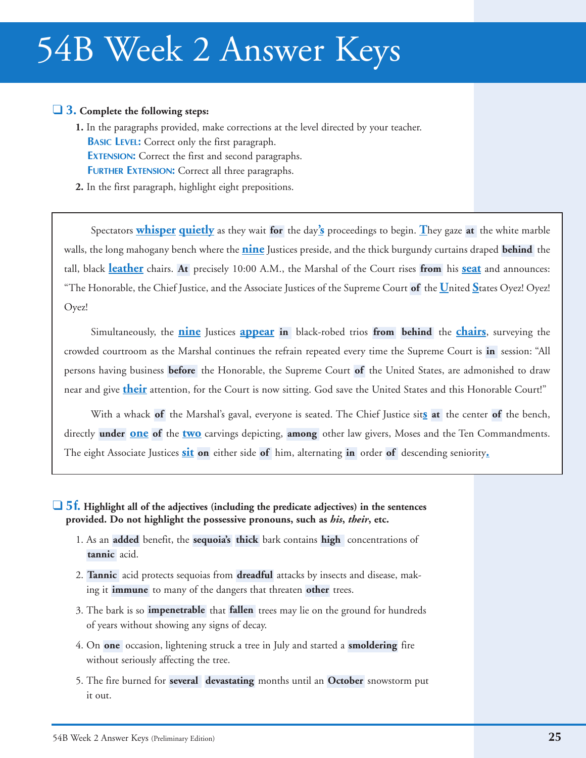# 54B Week 2 Answer Keys

❑ **3. Complete the following steps:**

1. In the paragraphs provided, make corrections at the level directed by your teacher.
   **BASIC LEVEL:** Correct only the first paragraph.
   **EXTENSION:** Correct the first and second paragraphs.
   **FURTHER EXTENSION:** Correct all three paragraphs.
2. In the first paragraph, highlight eight prepositions.

Spectators **whisper** **quietly** as they wait **for** the day**'s** proceedings to begin. **T**hey gaze **at** the white marble walls, the long mahogany bench where the **nine** Justices preside, and the thick burgundy curtains draped **behind** the tall, black **leather** chairs. **At** precisely 10:00 A.M., the Marshal of the Court rises **from** his **seat** and announces: "The Honorable, the Chief Justice, and the Associate Justices of the Supreme Court **of** the **U**nited **S**tates Oyez! Oyez! Oyez!

Simultaneously, the **nine** Justices **appear** **in** black-robed trios **from** **behind** the **chairs**, surveying the crowded courtroom as the Marshal continues the refrain repeated every time the Supreme Court is **in** session: "All persons having business **before** the Honorable, the Supreme Court **of** the United States, are admonished to draw near and give **their** attention, for the Court is now sitting. God save the United States and this Honorable Court!"

With a whack **of** the Marshal's gaval, everyone is seated. The Chief Justice sit**s** **at** the center **of** the bench, directly **under** **one** **of** the **two** carvings depicting, **among** other law givers, Moses and the Ten Commandments. The eight Associate Justices **sit** **on** either side **of** him, alternating **in** order **of** descending seniority**.**

❑ **5f. Highlight all of the adjectives (including the predicate adjectives) in the sentences provided. Do not highlight the possessive pronouns, such as *his*, *their*, etc.**

1. As an **added** benefit, the **sequoia's** **thick** bark contains **high** concentrations of **tannic** acid.
2. **Tannic** acid protects sequoias from **dreadful** attacks by insects and disease, making it **immune** to many of the dangers that threaten **other** trees.
3. The bark is so **impenetrable** that **fallen** trees may lie on the ground for hundreds of years without showing any signs of decay.
4. On **one** occasion, lightening struck a tree in July and started a **smoldering** fire without seriously affecting the tree.
5. The fire burned for **several** **devastating** months until an **October** snowstorm put it out.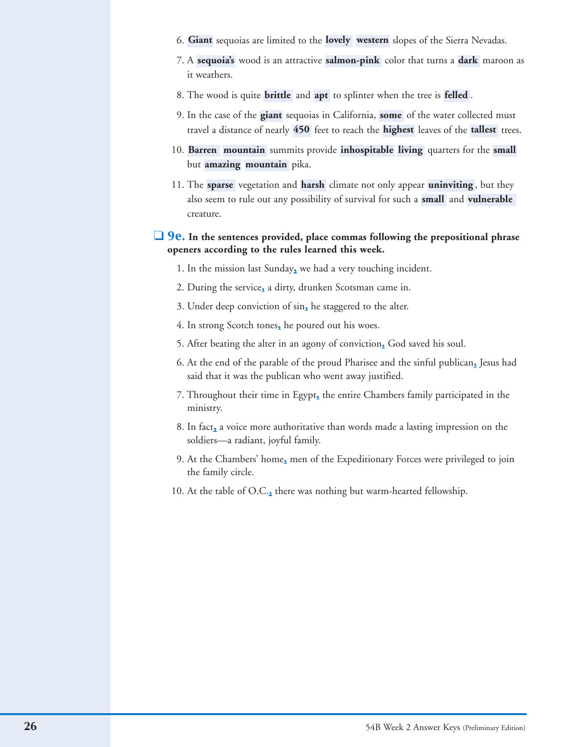6. **Giant** sequoias are limited to the **lovely** **western** slopes of the Sierra Nevadas.

7. A **sequoia's** wood is an attractive **salmon-pink** color that turns a **dark** maroon as it weathers.

8. The wood is quite **brittle** and **apt** to splinter when the tree is **felled**.

9. In the case of the **giant** sequoias in California, **some** of the water collected must travel a distance of nearly **450** feet to reach the **highest** leaves of the **tallest** trees.

10. **Barren** **mountain** summits provide **inhospitable** **living** quarters for the **small** but **amazing** **mountain** pika.

11. The **sparse** vegetation and **harsh** climate not only appear **uninviting**, but they also seem to rule out any possibility of survival for such a **small** and **vulnerable** creature.

## ❑ 9e. In the sentences provided, place commas following the prepositional phrase openers according to the rules learned this week.

1. In the mission last Sunday, we had a very touching incident.

2. During the service, a dirty, drunken Scotsman came in.

3. Under deep conviction of sin, he staggered to the alter.

4. In strong Scotch tones, he poured out his woes.

5. After beating the alter in an agony of conviction, God saved his soul.

6. At the end of the parable of the proud Pharisee and the sinful publican, Jesus had said that it was the publican who went away justified.

7. Throughout their time in Egypt, the entire Chambers family participated in the ministry.

8. In fact, a voice more authoritative than words made a lasting impression on the soldiers—a radiant, joyful family.

9. At the Chambers' home, men of the Expeditionary Forces were privileged to join the family circle.

10. At the table of O.C., there was nothing but warm-hearted fellowship.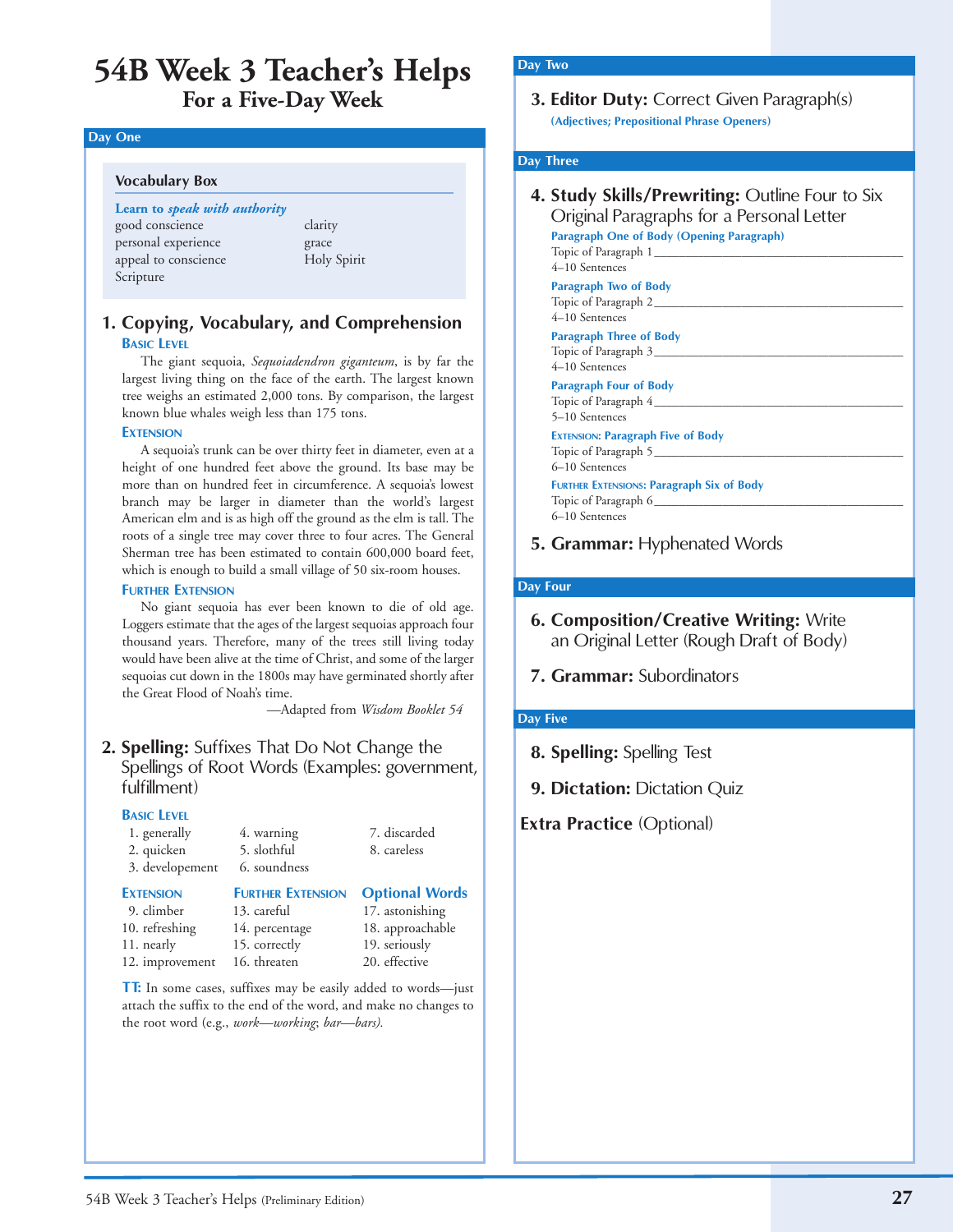# 54B Week 3 Teacher's Helps

## For a Five-Day Week

### Day One

**Vocabulary Box**

**Learn to *speak with authority***

good conscience
personal experience
appeal to conscience
Scripture
clarity
grace
Holy Spirit

#### 1. Copying, Vocabulary, and Comprehension

**Basic Level**

The giant sequoia, *Sequoiadendron giganteum*, is by far the largest living thing on the face of the earth. The largest known tree weighs an estimated 2,000 tons. By comparison, the largest known blue whales weigh less than 175 tons.

**Extension**

A sequoia's trunk can be over thirty feet in diameter, even at a height of one hundred feet above the ground. Its base may be more than on hundred feet in circumference. A sequoia's lowest branch may be larger in diameter than the world's largest American elm and is as high off the ground as the elm is tall. The roots of a single tree may cover three to four acres. The General Sherman tree has been estimated to contain 600,000 board feet, which is enough to build a small village of 50 six-room houses.

**Further Extension**

No giant sequoia has ever been known to die of old age. Loggers estimate that the ages of the largest sequoias approach four thousand years. Therefore, many of the trees still living today would have been alive at the time of Christ, and some of the larger sequoias cut down in the 1800s may have germinated shortly after the Great Flood of Noah's time.

—Adapted from *Wisdom Booklet 54*

#### 2. Spelling: Suffixes That Do Not Change the Spellings of Root Words (Examples: government, fulfillment)

**Basic Level**

1. generally
2. quicken
3. developement
4. warning
5. slothful
6. soundness
7. discarded
8. careless

**Extension**

9. climber
10. refreshing
11. nearly
12. improvement

**Further Extension**

13. careful
14. percentage
15. correctly
16. threaten

**Optional Words**

17. astonishing
18. approachable
19. seriously
20. effective

**TT:** In some cases, suffixes may be easily added to words—just attach the suffix to the end of the word, and make no changes to the root word (e.g., *work—working*; *bar—bars).*

### Day Two

#### 3. Editor Duty: Correct Given Paragraph(s)

**(Adjectives; Prepositional Phrase Openers)**

### Day Three

#### 4. Study Skills/Prewriting: Outline Four to Six Original Paragraphs for a Personal Letter

**Paragraph One of Body (Opening Paragraph)**
Topic of Paragraph 1 ________________________________
4–10 Sentences

**Paragraph Two of Body**
Topic of Paragraph 2 ________________________________
4–10 Sentences

**Paragraph Three of Body**
Topic of Paragraph 3 ________________________________
4–10 Sentences

**Paragraph Four of Body**
Topic of Paragraph 4 ________________________________
5–10 Sentences

**Extension: Paragraph Five of Body**
Topic of Paragraph 5 ________________________________
6–10 Sentences

**Further Extensions: Paragraph Six of Body**
Topic of Paragraph 6 ________________________________
6–10 Sentences

#### 5. Grammar: Hyphenated Words

### Day Four

#### 6. Composition/Creative Writing: Write an Original Letter (Rough Draft of Body)

#### 7. Grammar: Subordinators

### Day Five

#### 8. Spelling: Spelling Test

#### 9. Dictation: Dictation Quiz

**Extra Practice** (Optional)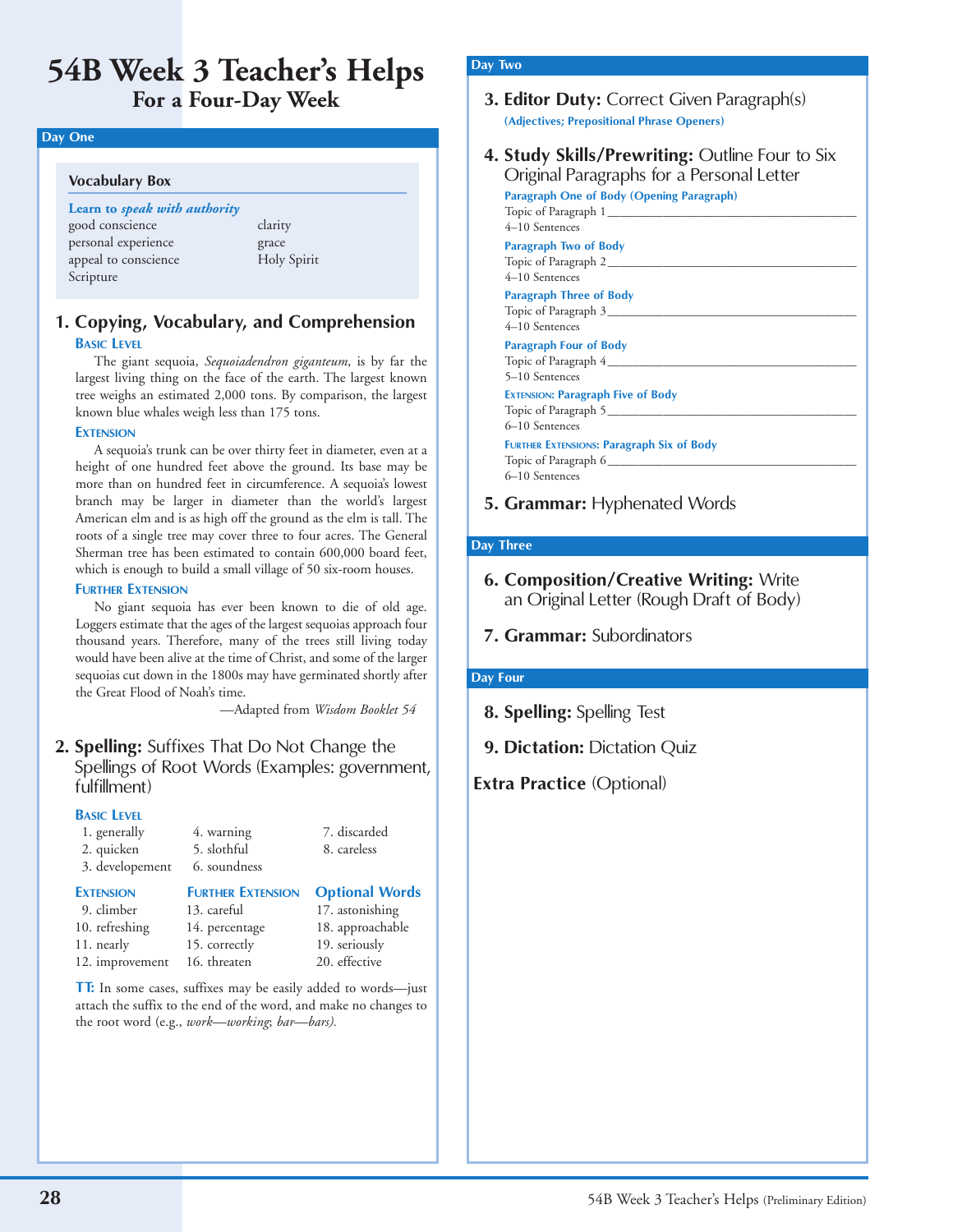# 54B Week 3 Teacher's Helps

## For a Four-Day Week

### Day One

**Vocabulary Box**

**Learn to *speak with authority***

| | |
|---|---|
| good conscience | clarity |
| personal experience | grace |
| appeal to conscience | Holy Spirit |
| Scripture | |

**1. Copying, Vocabulary, and Comprehension**

**Basic Level**

The giant sequoia, *Sequoiadendron giganteum*, is by far the largest living thing on the face of the earth. The largest known tree weighs an estimated 2,000 tons. By comparison, the largest known blue whales weigh less than 175 tons.

**Extension**

A sequoia's trunk can be over thirty feet in diameter, even at a height of one hundred feet above the ground. Its base may be more than on hundred feet in circumference. A sequoia's lowest branch may be larger in diameter than the world's largest American elm and is as high off the ground as the elm is tall. The roots of a single tree may cover three to four acres. The General Sherman tree has been estimated to contain 600,000 board feet, which is enough to build a small village of 50 six-room houses.

**Further Extension**

No giant sequoia has ever been known to die of old age. Loggers estimate that the ages of the largest sequoias approach four thousand years. Therefore, many of the trees still living today would have been alive at the time of Christ, and some of the larger sequoias cut down in the 1800s may have germinated shortly after the Great Flood of Noah's time.

—Adapted from *Wisdom Booklet 54*

**2. Spelling:** Suffixes That Do Not Change the Spellings of Root Words (Examples: government, fulfillment)

**Basic Level**

1. generally
2. quicken
3. developement
4. warning
5. slothful
6. soundness
7. discarded
8. careless

| Extension | Further Extension | Optional Words |
|---|---|---|
| 9. climber | 13. careful | 17. astonishing |
| 10. refreshing | 14. percentage | 18. approachable |
| 11. nearly | 15. correctly | 19. seriously |
| 12. improvement | 16. threaten | 20. effective |

**TT:** In some cases, suffixes may be easily added to words—just attach the suffix to the end of the word, and make no changes to the root word (e.g., *work—working*; *bar—bars).*

### Day Two

**3. Editor Duty:** Correct Given Paragraph(s)

**(Adjectives; Prepositional Phrase Openers)**

**4. Study Skills/Prewriting:** Outline Four to Six Original Paragraphs for a Personal Letter

**Paragraph One of Body (Opening Paragraph)**
Topic of Paragraph 1 ________________________________
4–10 Sentences

**Paragraph Two of Body**
Topic of Paragraph 2 ________________________________
4–10 Sentences

**Paragraph Three of Body**
Topic of Paragraph 3 ________________________________
4–10 Sentences

**Paragraph Four of Body**
Topic of Paragraph 4 ________________________________
5–10 Sentences

**Extension: Paragraph Five of Body**
Topic of Paragraph 5 ________________________________
6–10 Sentences

**Further Extensions: Paragraph Six of Body**
Topic of Paragraph 6 ________________________________
6–10 Sentences

**5. Grammar:** Hyphenated Words

### Day Three

**6. Composition/Creative Writing:** Write an Original Letter (Rough Draft of Body)

**7. Grammar:** Subordinators

### Day Four

**8. Spelling:** Spelling Test

**9. Dictation:** Dictation Quiz

**Extra Practice** (Optional)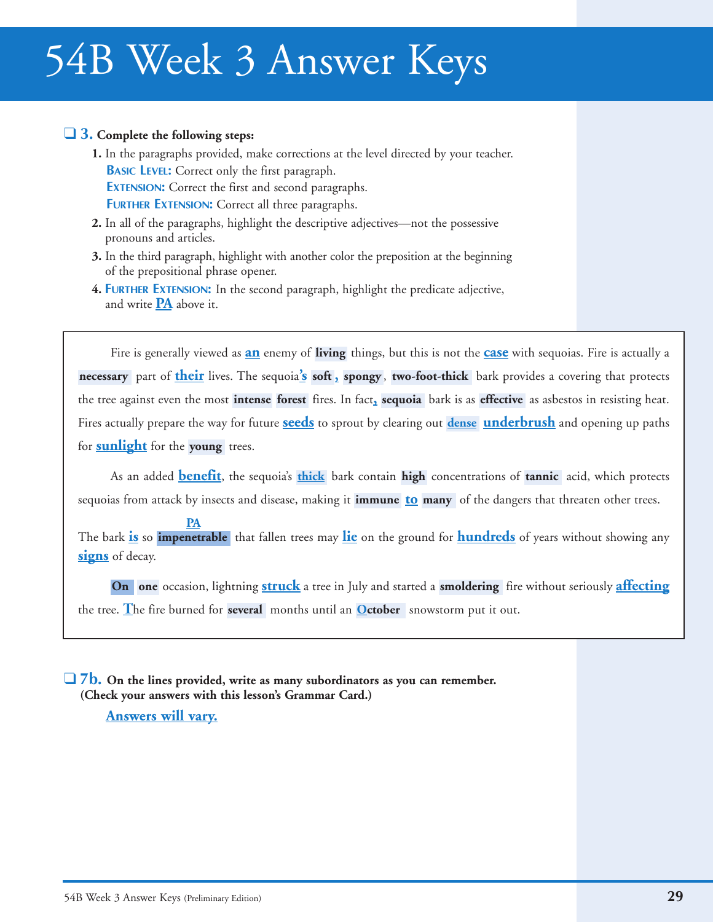# 54B Week 3 Answer Keys

❑ **3. Complete the following steps:**

1. In the paragraphs provided, make corrections at the level directed by your teacher.
   **BASIC LEVEL:** Correct only the first paragraph.
   **EXTENSION:** Correct the first and second paragraphs.
   **FURTHER EXTENSION:** Correct all three paragraphs.
2. In all of the paragraphs, highlight the descriptive adjectives—not the possessive pronouns and articles.
3. In the third paragraph, highlight with another color the preposition at the beginning of the prepositional phrase opener.
4. **FURTHER EXTENSION:** In the second paragraph, highlight the predicate adjective, and write **PA** above it.

Fire is generally viewed as **an** enemy of **living** things, but this is not the **case** with sequoias. Fire is actually a **necessary** part of **their** lives. The sequoia**'s** **soft**, **spongy**, **two-foot-thick** bark provides a covering that protects the tree against even the most **intense** **forest** fires. In fact, **sequoia** bark is as **effective** as asbestos in resisting heat. Fires actually prepare the way for future **seeds** to sprout by clearing out **dense** **underbrush** and opening up paths for **sunlight** for the **young** trees.

As an added **benefit**, the sequoia's **thick** bark contain **high** concentrations of **tannic** acid, which protects sequoias from attack by insects and disease, making it **immune** **to** **many** of the dangers that threaten other trees. The bark **is** so **impenetrable** (PA) that fallen trees may **lie** on the ground for **hundreds** of years without showing any **signs** of decay.

**On** **one** occasion, lightning **struck** a tree in July and started a **smoldering** fire without seriously **affecting** the tree. **T**he fire burned for **several** months until an **O**ctober snowstorm put it out.

❑ **7b. On the lines provided, write as many subordinators as you can remember. (Check your answers with this lesson's Grammar Card.)**

Answers will vary.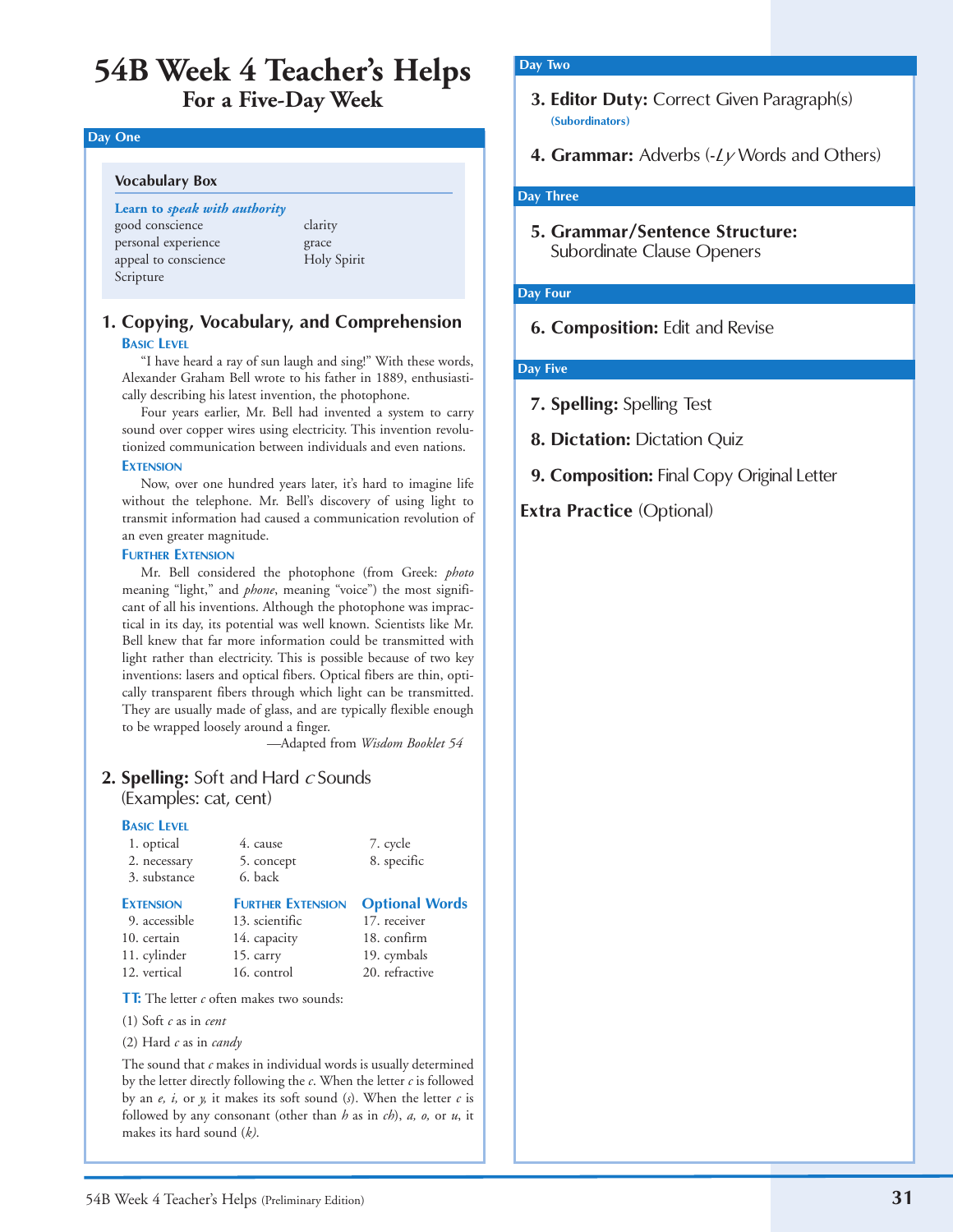# 54B Week 4 Teacher's Helps

## For a Five-Day Week

### Day One

**Vocabulary Box**

**Learn to *speak with authority***

- good conscience
- personal experience
- appeal to conscience
- Scripture
- clarity
- grace
- Holy Spirit

### 1. Copying, Vocabulary, and Comprehension

**Basic Level**

"I have heard a ray of sun laugh and sing!" With these words, Alexander Graham Bell wrote to his father in 1889, enthusiastically describing his latest invention, the photophone.

Four years earlier, Mr. Bell had invented a system to carry sound over copper wires using electricity. This invention revolutionized communication between individuals and even nations.

**Extension**

Now, over one hundred years later, it's hard to imagine life without the telephone. Mr. Bell's discovery of using light to transmit information had caused a communication revolution of an even greater magnitude.

**Further Extension**

Mr. Bell considered the photophone (from Greek: *photo* meaning "light," and *phone*, meaning "voice") the most significant of all his inventions. Although the photophone was impractical in its day, its potential was well known. Scientists like Mr. Bell knew that far more information could be transmitted with light rather than electricity. This is possible because of two key inventions: lasers and optical fibers. Optical fibers are thin, optically transparent fibers through which light can be transmitted. They are usually made of glass, and are typically flexible enough to be wrapped loosely around a finger.

—Adapted from *Wisdom Booklet 54*

### 2. Spelling: Soft and Hard *c* Sounds (Examples: cat, cent)

**Basic Level**

1. optical
2. necessary
3. substance
4. cause
5. concept
6. back
7. cycle
8. specific

**Extension**

9. accessible
10. certain
11. cylinder
12. vertical

**Further Extension**

13. scientific
14. capacity
15. carry
16. control

**Optional Words**

17. receiver
18. confirm
19. cymbals
20. refractive

**TT:** The letter *c* often makes two sounds:

(1) Soft *c* as in *cent*

(2) Hard *c* as in *candy*

The sound that *c* makes in individual words is usually determined by the letter directly following the *c*. When the letter *c* is followed by an *e, i,* or *y,* it makes its soft sound (*s*). When the letter *c* is followed by any consonant (other than *h* as in *ch*), *a, o,* or *u*, it makes its hard sound (*k*).

### Day Two

**3. Editor Duty:** Correct Given Paragraph(s)
(Subordinators)

**4. Grammar:** Adverbs (*-Ly* Words and Others)

### Day Three

**5. Grammar/Sentence Structure:** Subordinate Clause Openers

### Day Four

**6. Composition:** Edit and Revise

### Day Five

**7. Spelling:** Spelling Test

**8. Dictation:** Dictation Quiz

**9. Composition:** Final Copy Original Letter

**Extra Practice** (Optional)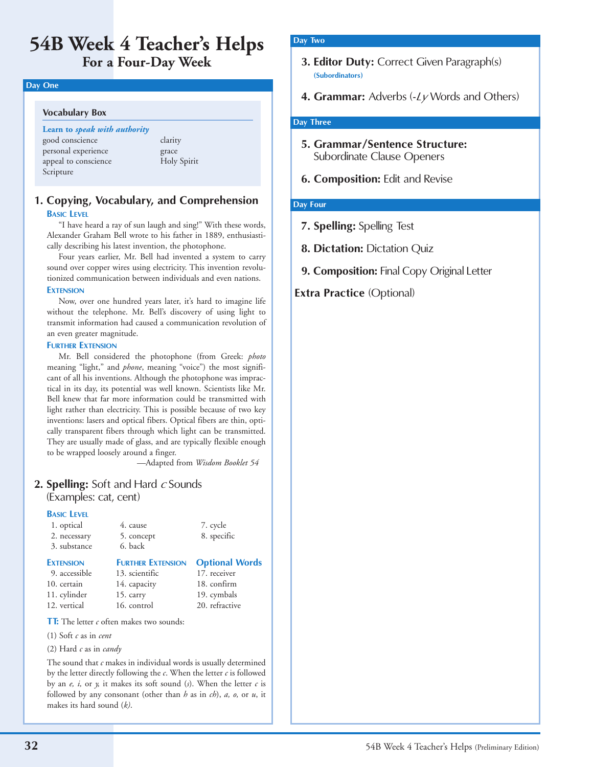# 54B Week 4 Teacher's Helps
## For a Four-Day Week

### Day One

**Vocabulary Box**

**Learn to *speak with authority***

| | |
|---|---|
| good conscience | clarity |
| personal experience | grace |
| appeal to conscience | Holy Spirit |
| Scripture | |

### 1. Copying, Vocabulary, and Comprehension

**Basic Level**

"I have heard a ray of sun laugh and sing!" With these words, Alexander Graham Bell wrote to his father in 1889, enthusiastically describing his latest invention, the photophone.

Four years earlier, Mr. Bell had invented a system to carry sound over copper wires using electricity. This invention revolutionized communication between individuals and even nations.

**Extension**

Now, over one hundred years later, it's hard to imagine life without the telephone. Mr. Bell's discovery of using light to transmit information had caused a communication revolution of an even greater magnitude.

**Further Extension**

Mr. Bell considered the photophone (from Greek: *photo* meaning "light," and *phone*, meaning "voice") the most significant of all his inventions. Although the photophone was impractical in its day, its potential was well known. Scientists like Mr. Bell knew that far more information could be transmitted with light rather than electricity. This is possible because of two key inventions: lasers and optical fibers. Optical fibers are thin, optically transparent fibers through which light can be transmitted. They are usually made of glass, and are typically flexible enough to be wrapped loosely around a finger.

—Adapted from *Wisdom Booklet 54*

### 2. Spelling: Soft and Hard *c* Sounds (Examples: cat, cent)

**Basic Level**

1. optical
2. necessary
3. substance
4. cause
5. concept
6. back
7. cycle
8. specific

| Extension | Further Extension | Optional Words |
|---|---|---|
| 9. accessible | 13. scientific | 17. receiver |
| 10. certain | 14. capacity | 18. confirm |
| 11. cylinder | 15. carry | 19. cymbals |
| 12. vertical | 16. control | 20. refractive |

**TT:** The letter *c* often makes two sounds:

(1) Soft *c* as in *cent*

(2) Hard *c* as in *candy*

The sound that *c* makes in individual words is usually determined by the letter directly following the *c*. When the letter *c* is followed by an *e, i,* or *y,* it makes its soft sound (*s*). When the letter *c* is followed by any consonant (other than *h* as in *ch*), *a, o,* or *u*, it makes its hard sound (*k*).

### Day Two

**3. Editor Duty:** Correct Given Paragraph(s)
(Subordinators)

**4. Grammar:** Adverbs (-*Ly* Words and Others)

### Day Three

**5. Grammar/Sentence Structure:** Subordinate Clause Openers

**6. Composition:** Edit and Revise

### Day Four

**7. Spelling:** Spelling Test

**8. Dictation:** Dictation Quiz

**9. Composition:** Final Copy Original Letter

**Extra Practice** (Optional)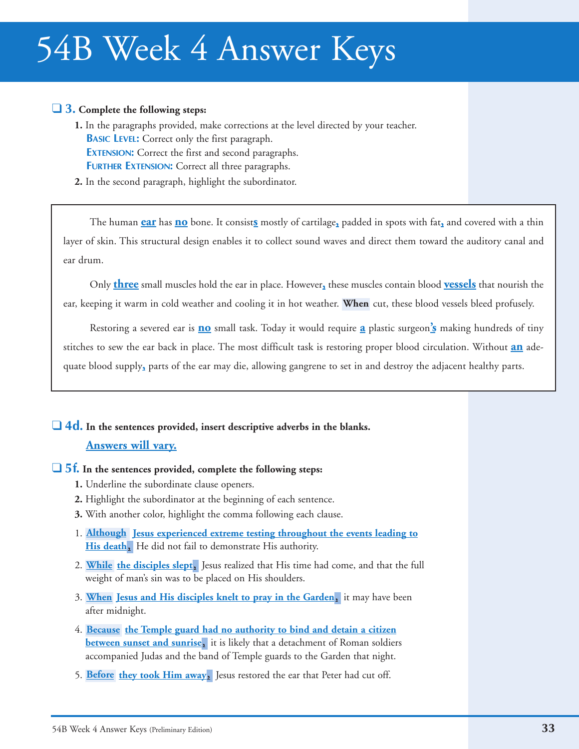# 54B Week 4 Answer Keys

❑ **3. Complete the following steps:**

1. In the paragraphs provided, make corrections at the level directed by your teacher.
   **BASIC LEVEL:** Correct only the first paragraph.
   **EXTENSION:** Correct the first and second paragraphs.
   **FURTHER EXTENSION:** Correct all three paragraphs.
2. In the second paragraph, highlight the subordinator.

> The human **ear** has **no** bone. It consist**s** mostly of cartilage**,** padded in spots with fat**,** and covered with a thin layer of skin. This structural design enables it to collect sound waves and direct them toward the auditory canal and ear drum.
>
> Only **three** small muscles hold the ear in place. However**,** these muscles contain blood **vessels** that nourish the ear, keeping it warm in cold weather and cooling it in hot weather. **When** cut, these blood vessels bleed profusely.
>
> Restoring a severed ear is **no** small task. Today it would require **a** plastic surgeon**'s** making hundreds of tiny stitches to sew the ear back in place. The most difficult task is restoring proper blood circulation. Without **an** adequate blood supply**,** parts of the ear may die, allowing gangrene to set in and destroy the adjacent healthy parts.

❑ **4d. In the sentences provided, insert descriptive adverbs in the blanks.**

**Answers will vary.**

❑ **5f. In the sentences provided, complete the following steps:**

1. Underline the subordinate clause openers.
2. Highlight the subordinator at the beginning of each sentence.
3. With another color, highlight the comma following each clause.

1. **Although** **Jesus experienced extreme testing throughout the events leading to His death,** He did not fail to demonstrate His authority.
2. **While** **the disciples slept,** Jesus realized that His time had come, and that the full weight of man's sin was to be placed on His shoulders.
3. **When** **Jesus and His disciples knelt to pray in the Garden,** it may have been after midnight.
4. **Because** **the Temple guard had no authority to bind and detain a citizen between sunset and sunrise,** it is likely that a detachment of Roman soldiers accompanied Judas and the band of Temple guards to the Garden that night.
5. **Before** **they took Him away,** Jesus restored the ear that Peter had cut off.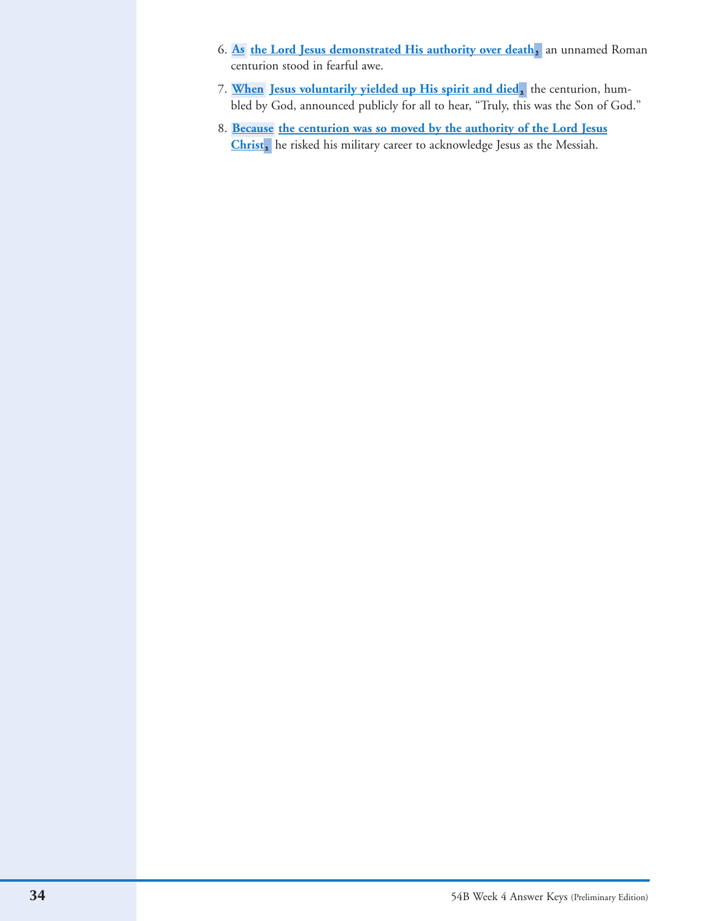6. **As** **the Lord Jesus demonstrated His authority over death,** an unnamed Roman centurion stood in fearful awe.

7. **When** **Jesus voluntarily yielded up His spirit and died,** the centurion, humbled by God, announced publicly for all to hear, "Truly, this was the Son of God."

8. **Because** **the centurion was so moved by the authority of the Lord Jesus Christ,** he risked his military career to acknowledge Jesus as the Messiah.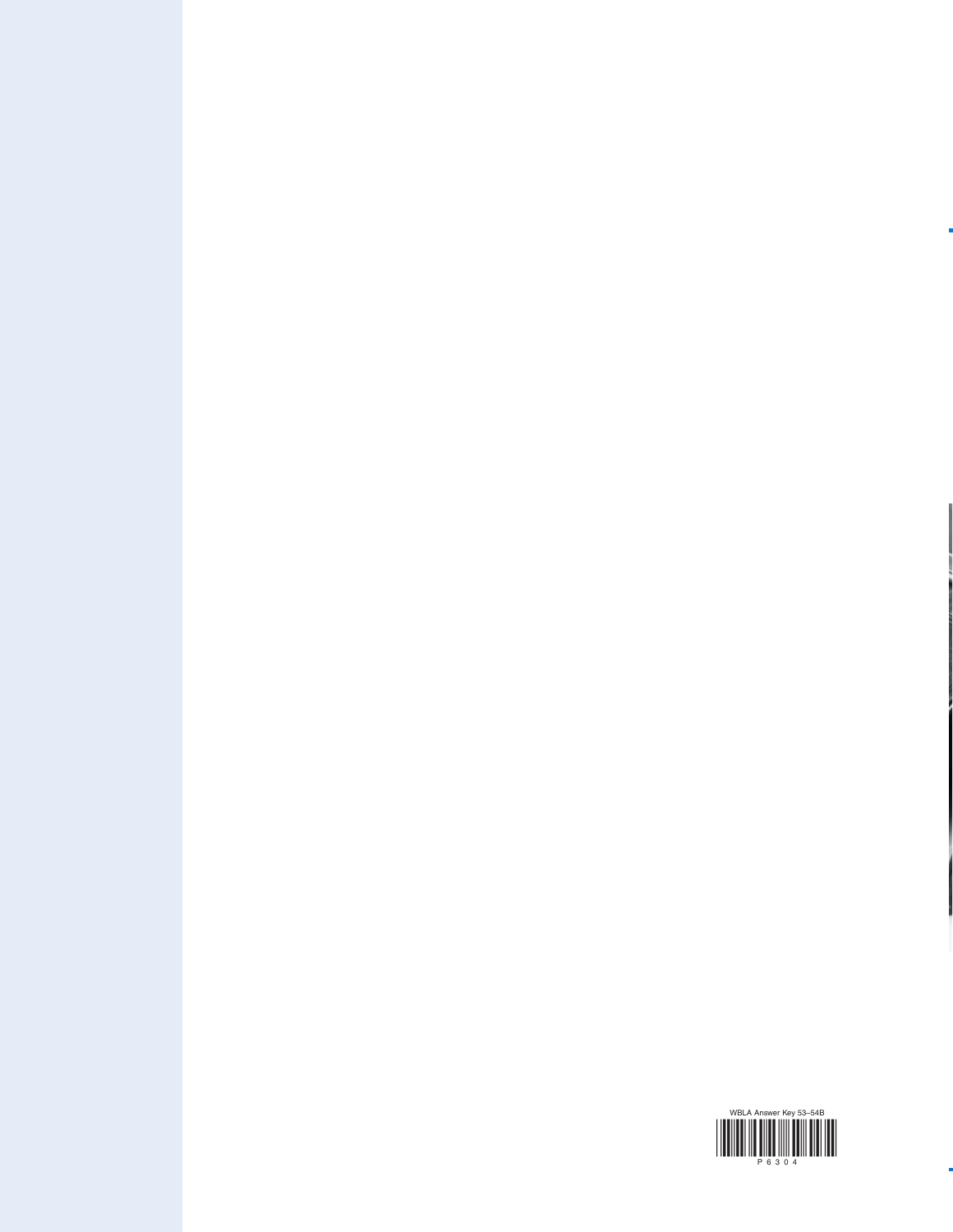WBLA Answer Key 53–54B

P 6 3 0 4